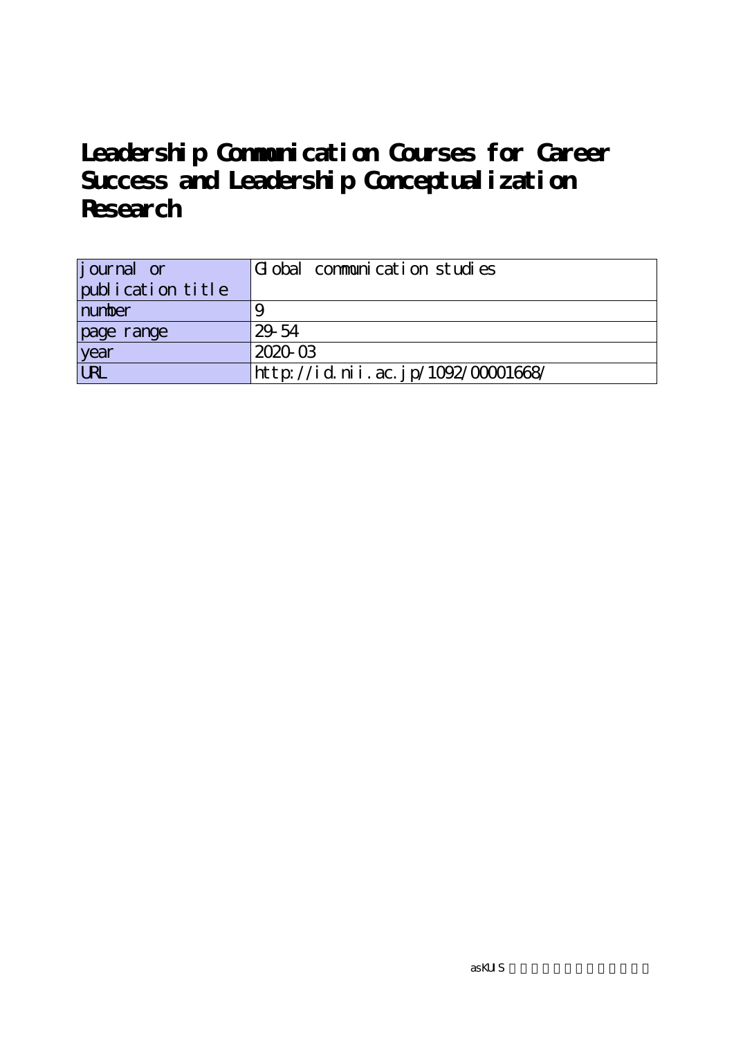# Leadership Communication Courses for Career Success and Leadership Conceptualization Research

| journal or publication title | Global communication studies |
| --- | --- |
| number | 9 |
| page range | 29-54 |
| year | 2020-03 |
| URL | http://id.nii.ac.jp/1092/00001668/ |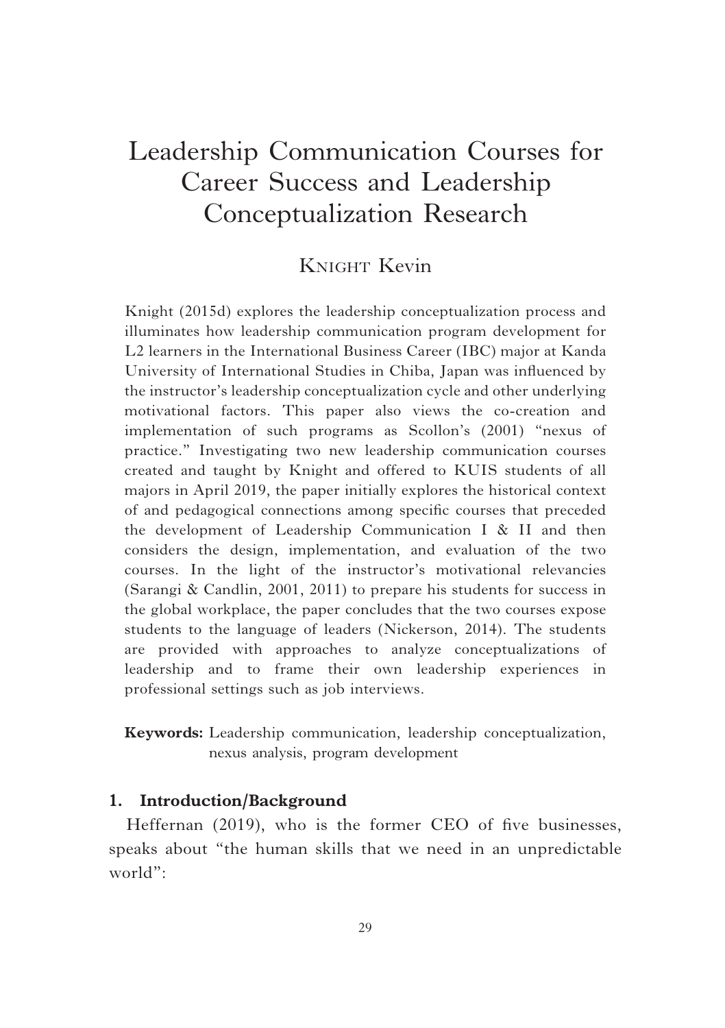# Leadership Communication Courses for Career Success and Leadership Conceptualization Research

## Knight Kevin

Knight (2015d) explores the leadership conceptualization process and illuminates how leadership communication program development for L2 learners in the International Business Career (IBC) major at Kanda University of International Studies in Chiba, Japan was influenced by the instructor's leadership conceptualization cycle and other underlying motivational factors. This paper also views the co-creation and implementation of such programs as Scollon's (2001) "nexus of practice." Investigating two new leadership communication courses created and taught by Knight and offered to KUIS students of all majors in April 2019, the paper initially explores the historical context of and pedagogical connections among specific courses that preceded the development of Leadership Communication I & II and then considers the design, implementation, and evaluation of the two courses. In the light of the instructor's motivational relevancies (Sarangi & Candlin, 2001, 2011) to prepare his students for success in the global workplace, the paper concludes that the two courses expose students to the language of leaders (Nickerson, 2014). The students are provided with approaches to analyze conceptualizations of leadership and to frame their own leadership experiences in professional settings such as job interviews.

**Keywords:** Leadership communication, leadership conceptualization, nexus analysis, program development

### 1. Introduction/Background

Heffernan (2019), who is the former CEO of five businesses, speaks about "the human skills that we need in an unpredictable world":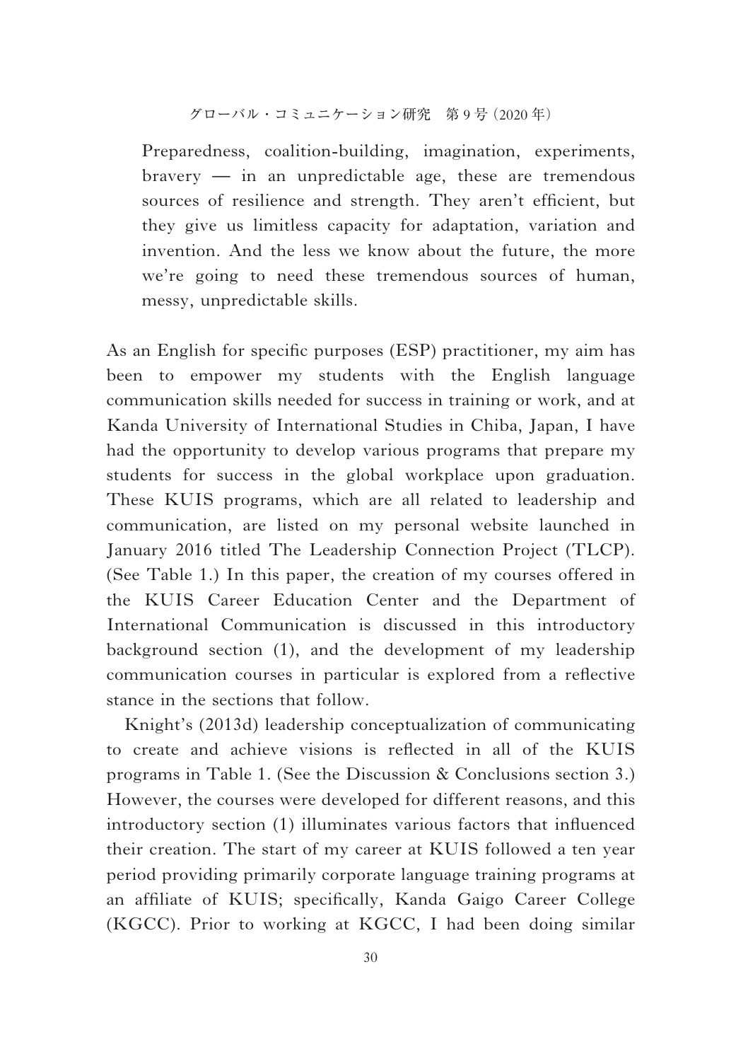> Preparedness, coalition-building, imagination, experiments, bravery — in an unpredictable age, these are tremendous sources of resilience and strength. They aren't efficient, but they give us limitless capacity for adaptation, variation and invention. And the less we know about the future, the more we're going to need these tremendous sources of human, messy, unpredictable skills.

As an English for specific purposes (ESP) practitioner, my aim has been to empower my students with the English language communication skills needed for success in training or work, and at Kanda University of International Studies in Chiba, Japan, I have had the opportunity to develop various programs that prepare my students for success in the global workplace upon graduation. These KUIS programs, which are all related to leadership and communication, are listed on my personal website launched in January 2016 titled The Leadership Connection Project (TLCP). (See Table 1.) In this paper, the creation of my courses offered in the KUIS Career Education Center and the Department of International Communication is discussed in this introductory background section (1), and the development of my leadership communication courses in particular is explored from a reflective stance in the sections that follow.

Knight's (2013d) leadership conceptualization of communicating to create and achieve visions is reflected in all of the KUIS programs in Table 1. (See the Discussion & Conclusions section 3.) However, the courses were developed for different reasons, and this introductory section (1) illuminates various factors that influenced their creation. The start of my career at KUIS followed a ten year period providing primarily corporate language training programs at an affiliate of KUIS; specifically, Kanda Gaigo Career College (KGCC). Prior to working at KGCC, I had been doing similar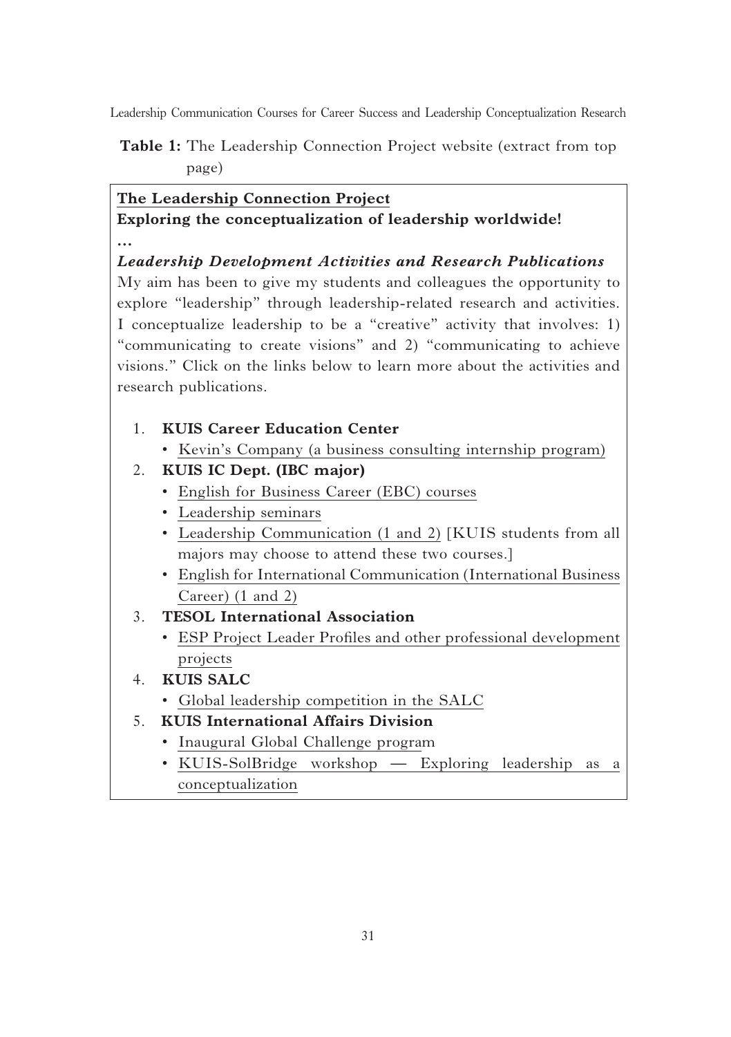**Table 1:** The Leadership Connection Project website (extract from top page)

**The Leadership Connection Project**
**Exploring the conceptualization of leadership worldwide!**
**…**

***Leadership Development Activities and Research Publications***

My aim has been to give my students and colleagues the opportunity to explore "leadership" through leadership-related research and activities. I conceptualize leadership to be a "creative" activity that involves: 1) "communicating to create visions" and 2) "communicating to achieve visions." Click on the links below to learn more about the activities and research publications.

1. **KUIS Career Education Center**
   - Kevin's Company (a business consulting internship program)
2. **KUIS IC Dept. (IBC major)**
   - English for Business Career (EBC) courses
   - Leadership seminars
   - Leadership Communication (1 and 2) [KUIS students from all majors may choose to attend these two courses.]
   - English for International Communication (International Business Career) (1 and 2)
3. **TESOL International Association**
   - ESP Project Leader Profiles and other professional development projects
4. **KUIS SALC**
   - Global leadership competition in the SALC
5. **KUIS International Affairs Division**
   - Inaugural Global Challenge program
   - KUIS-SolBridge workshop — Exploring leadership as a conceptualization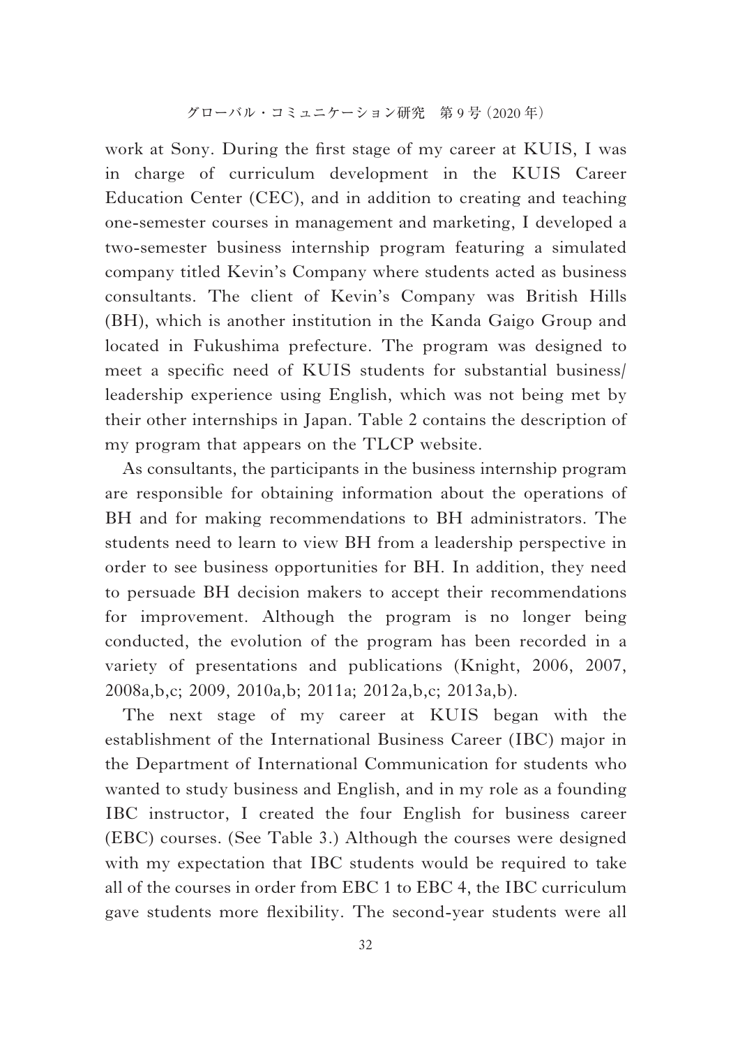work at Sony. During the first stage of my career at KUIS, I was in charge of curriculum development in the KUIS Career Education Center (CEC), and in addition to creating and teaching one-semester courses in management and marketing, I developed a two-semester business internship program featuring a simulated company titled Kevin's Company where students acted as business consultants. The client of Kevin's Company was British Hills (BH), which is another institution in the Kanda Gaigo Group and located in Fukushima prefecture. The program was designed to meet a specific need of KUIS students for substantial business/leadership experience using English, which was not being met by their other internships in Japan. Table 2 contains the description of my program that appears on the TLCP website.

As consultants, the participants in the business internship program are responsible for obtaining information about the operations of BH and for making recommendations to BH administrators. The students need to learn to view BH from a leadership perspective in order to see business opportunities for BH. In addition, they need to persuade BH decision makers to accept their recommendations for improvement. Although the program is no longer being conducted, the evolution of the program has been recorded in a variety of presentations and publications (Knight, 2006, 2007, 2008a,b,c; 2009, 2010a,b; 2011a; 2012a,b,c; 2013a,b).

The next stage of my career at KUIS began with the establishment of the International Business Career (IBC) major in the Department of International Communication for students who wanted to study business and English, and in my role as a founding IBC instructor, I created the four English for business career (EBC) courses. (See Table 3.) Although the courses were designed with my expectation that IBC students would be required to take all of the courses in order from EBC 1 to EBC 4, the IBC curriculum gave students more flexibility. The second-year students were all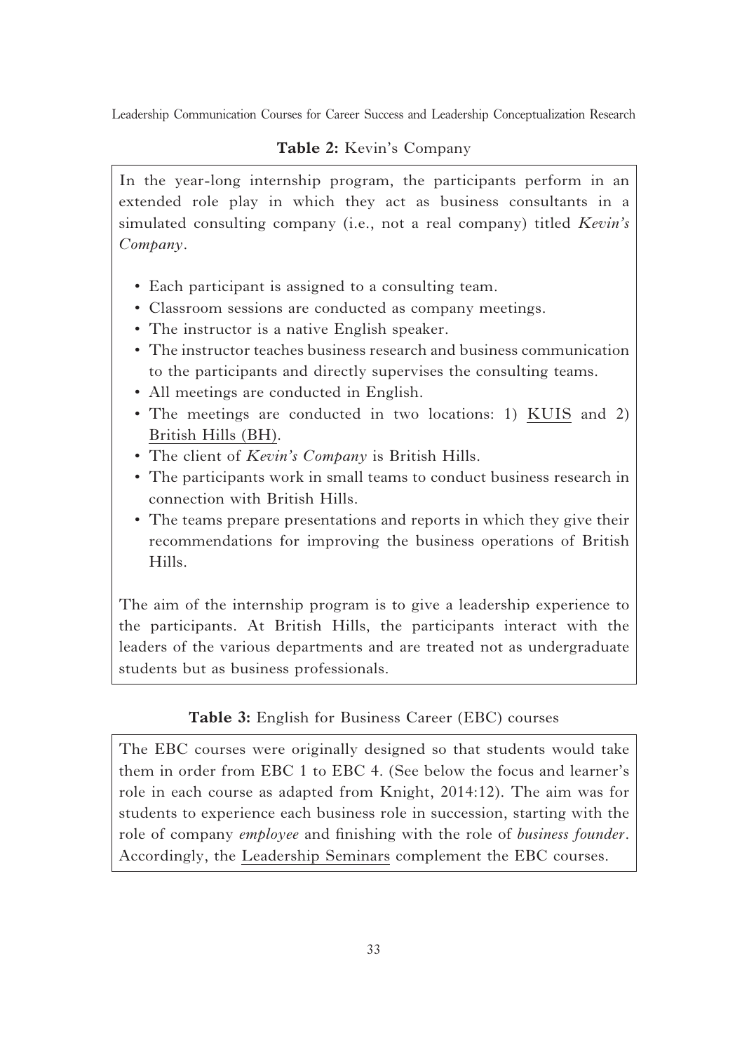**Table 2:** Kevin's Company

In the year-long internship program, the participants perform in an extended role play in which they act as business consultants in a simulated consulting company (i.e., not a real company) titled *Kevin's Company*.

- Each participant is assigned to a consulting team.
- Classroom sessions are conducted as company meetings.
- The instructor is a native English speaker.
- The instructor teaches business research and business communication to the participants and directly supervises the consulting teams.
- All meetings are conducted in English.
- The meetings are conducted in two locations: 1) KUIS and 2) British Hills (BH).
- The client of *Kevin's Company* is British Hills.
- The participants work in small teams to conduct business research in connection with British Hills.
- The teams prepare presentations and reports in which they give their recommendations for improving the business operations of British Hills.

The aim of the internship program is to give a leadership experience to the participants. At British Hills, the participants interact with the leaders of the various departments and are treated not as undergraduate students but as business professionals.

**Table 3:** English for Business Career (EBC) courses

The EBC courses were originally designed so that students would take them in order from EBC 1 to EBC 4. (See below the focus and learner's role in each course as adapted from Knight, 2014:12). The aim was for students to experience each business role in succession, starting with the role of company *employee* and finishing with the role of *business founder*. Accordingly, the Leadership Seminars complement the EBC courses.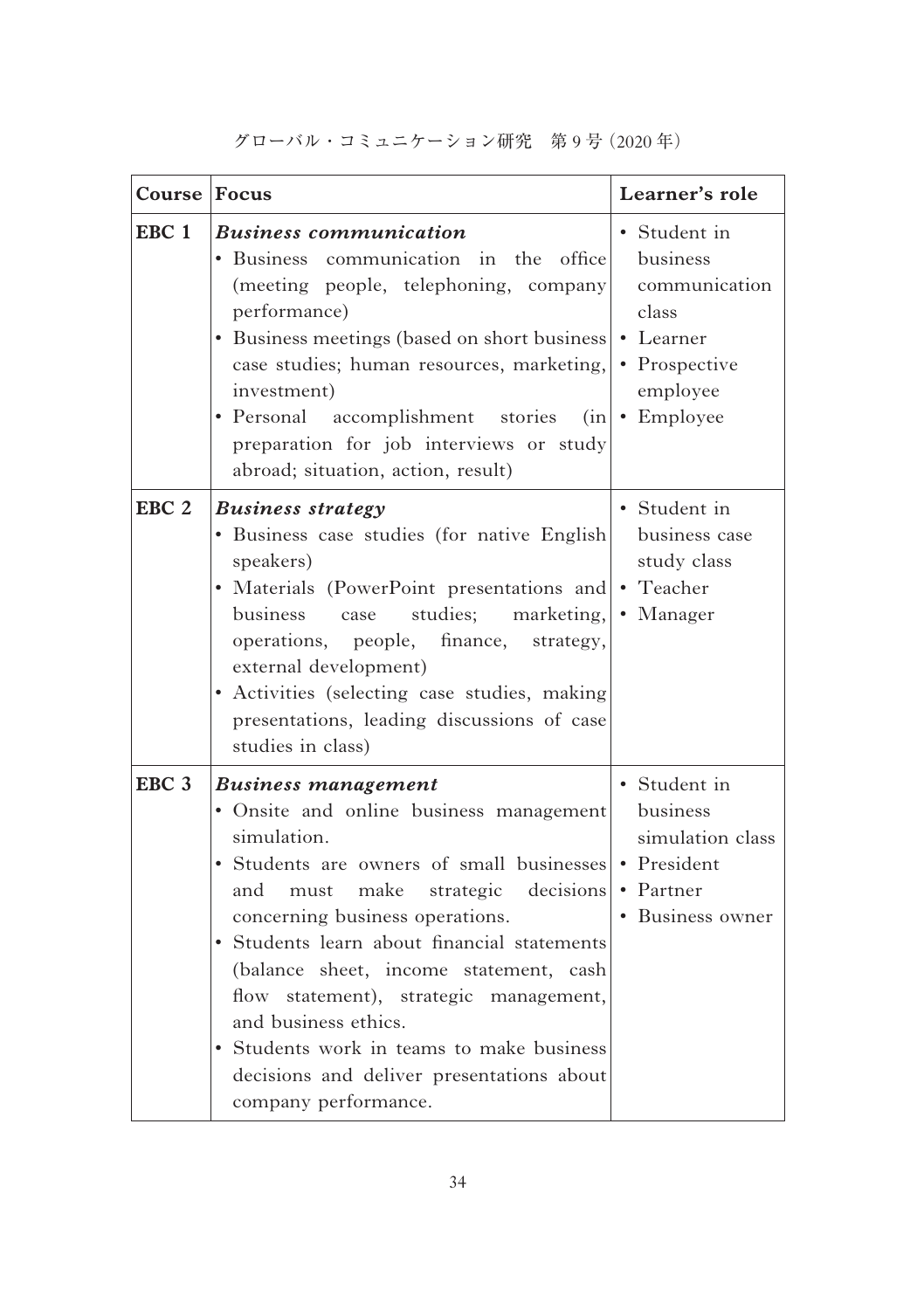| Course | Focus | Learner's role |
|---|---|---|
| **EBC 1** | ***Business communication***<br>• Business communication in the office (meeting people, telephoning, company performance)<br>• Business meetings (based on short business case studies; human resources, marketing, investment)<br>• Personal accomplishment stories (in preparation for job interviews or study abroad; situation, action, result) | • Student in business communication class<br>• Learner<br>• Prospective employee<br>• Employee |
| **EBC 2** | ***Business strategy***<br>• Business case studies (for native English speakers)<br>• Materials (PowerPoint presentations and business case studies; marketing, operations, people, finance, strategy, external development)<br>• Activities (selecting case studies, making presentations, leading discussions of case studies in class) | • Student in business case study class<br>• Teacher<br>• Manager |
| **EBC 3** | ***Business management***<br>• Onsite and online business management simulation.<br>• Students are owners of small businesses and must make strategic decisions concerning business operations.<br>• Students learn about financial statements (balance sheet, income statement, cash flow statement), strategic management, and business ethics.<br>• Students work in teams to make business decisions and deliver presentations about company performance. | • Student in business simulation class<br>• President<br>• Partner<br>• Business owner |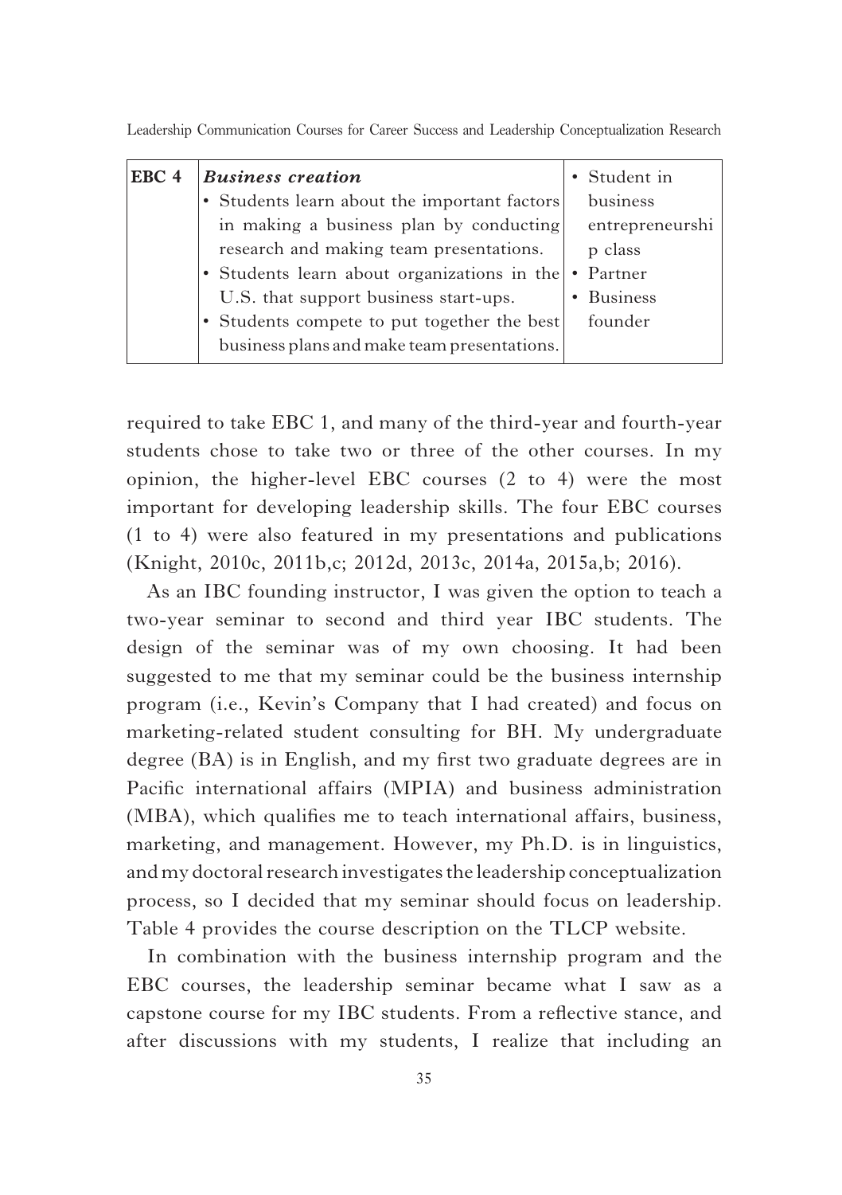| EBC 4 | ***Business creation*** | |
|---|---|---|
| | • Students learn about the important factors in making a business plan by conducting research and making team presentations.<br>• Students learn about organizations in the U.S. that support business start-ups.<br>• Students compete to put together the best business plans and make team presentations. | • Student in business entrepreneurship class<br>• Partner<br>• Business founder |

required to take EBC 1, and many of the third-year and fourth-year students chose to take two or three of the other courses. In my opinion, the higher-level EBC courses (2 to 4) were the most important for developing leadership skills. The four EBC courses (1 to 4) were also featured in my presentations and publications (Knight, 2010c, 2011b,c; 2012d, 2013c, 2014a, 2015a,b; 2016).

As an IBC founding instructor, I was given the option to teach a two-year seminar to second and third year IBC students. The design of the seminar was of my own choosing. It had been suggested to me that my seminar could be the business internship program (i.e., Kevin's Company that I had created) and focus on marketing-related student consulting for BH. My undergraduate degree (BA) is in English, and my first two graduate degrees are in Pacific international affairs (MPIA) and business administration (MBA), which qualifies me to teach international affairs, business, marketing, and management. However, my Ph.D. is in linguistics, and my doctoral research investigates the leadership conceptualization process, so I decided that my seminar should focus on leadership. Table 4 provides the course description on the TLCP website.

In combination with the business internship program and the EBC courses, the leadership seminar became what I saw as a capstone course for my IBC students. From a reflective stance, and after discussions with my students, I realize that including an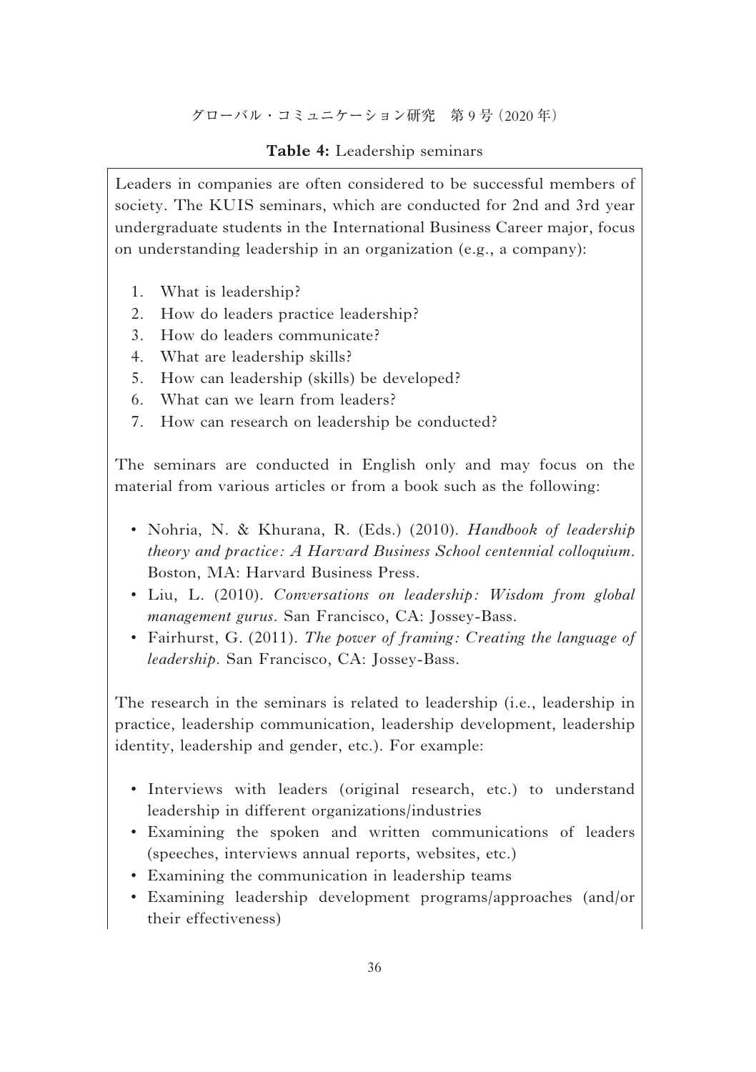**Table 4:** Leadership seminars

Leaders in companies are often considered to be successful members of society. The KUIS seminars, which are conducted for 2nd and 3rd year undergraduate students in the International Business Career major, focus on understanding leadership in an organization (e.g., a company):

1. What is leadership?
2. How do leaders practice leadership?
3. How do leaders communicate?
4. What are leadership skills?
5. How can leadership (skills) be developed?
6. What can we learn from leaders?
7. How can research on leadership be conducted?

The seminars are conducted in English only and may focus on the material from various articles or from a book such as the following:

- Nohria, N. & Khurana, R. (Eds.) (2010). *Handbook of leadership theory and practice: A Harvard Business School centennial colloquium*. Boston, MA: Harvard Business Press.
- Liu, L. (2010). *Conversations on leadership: Wisdom from global management gurus*. San Francisco, CA: Jossey-Bass.
- Fairhurst, G. (2011). *The power of framing: Creating the language of leadership*. San Francisco, CA: Jossey-Bass.

The research in the seminars is related to leadership (i.e., leadership in practice, leadership communication, leadership development, leadership identity, leadership and gender, etc.). For example:

- Interviews with leaders (original research, etc.) to understand leadership in different organizations/industries
- Examining the spoken and written communications of leaders (speeches, interviews annual reports, websites, etc.)
- Examining the communication in leadership teams
- Examining leadership development programs/approaches (and/or their effectiveness)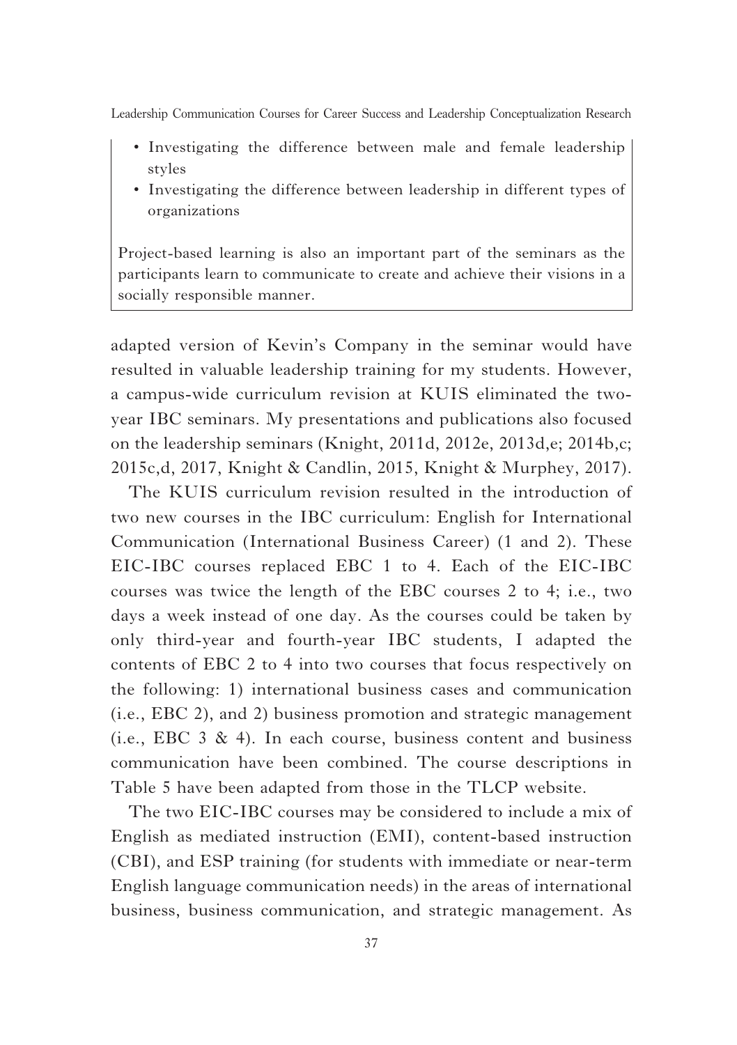- Investigating the difference between male and female leadership styles
- Investigating the difference between leadership in different types of organizations

Project-based learning is also an important part of the seminars as the participants learn to communicate to create and achieve their visions in a socially responsible manner.

adapted version of Kevin's Company in the seminar would have resulted in valuable leadership training for my students. However, a campus-wide curriculum revision at KUIS eliminated the two-year IBC seminars. My presentations and publications also focused on the leadership seminars (Knight, 2011d, 2012e, 2013d,e; 2014b,c; 2015c,d, 2017, Knight & Candlin, 2015, Knight & Murphey, 2017).

The KUIS curriculum revision resulted in the introduction of two new courses in the IBC curriculum: English for International Communication (International Business Career) (1 and 2). These EIC-IBC courses replaced EBC 1 to 4. Each of the EIC-IBC courses was twice the length of the EBC courses 2 to 4; i.e., two days a week instead of one day. As the courses could be taken by only third-year and fourth-year IBC students, I adapted the contents of EBC 2 to 4 into two courses that focus respectively on the following: 1) international business cases and communication (i.e., EBC 2), and 2) business promotion and strategic management (i.e., EBC 3 & 4). In each course, business content and business communication have been combined. The course descriptions in Table 5 have been adapted from those in the TLCP website.

The two EIC-IBC courses may be considered to include a mix of English as mediated instruction (EMI), content-based instruction (CBI), and ESP training (for students with immediate or near-term English language communication needs) in the areas of international business, business communication, and strategic management. As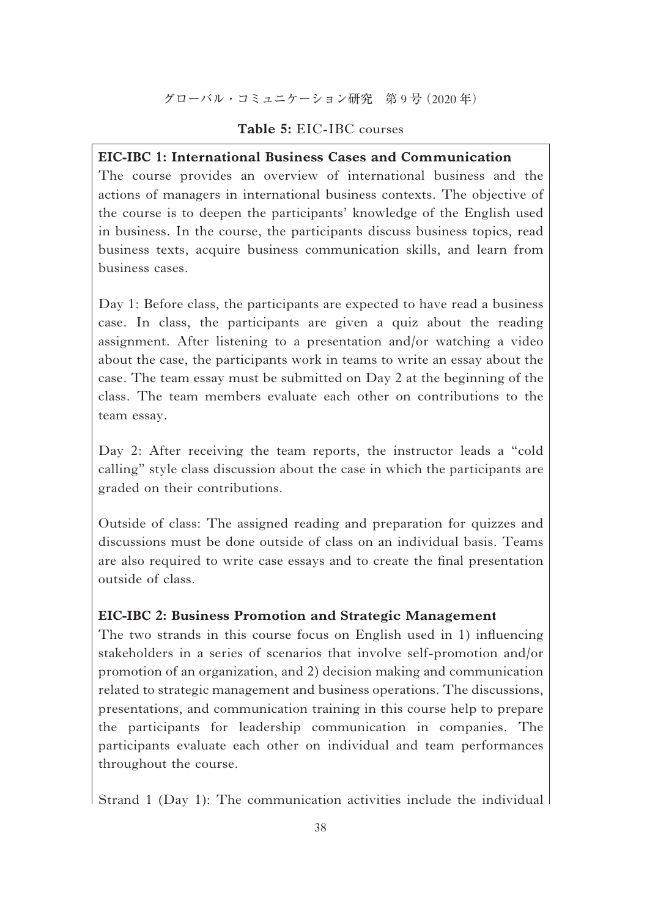**Table 5:** EIC-IBC courses

**EIC-IBC 1: International Business Cases and Communication**
The course provides an overview of international business and the actions of managers in international business contexts. The objective of the course is to deepen the participants' knowledge of the English used in business. In the course, the participants discuss business topics, read business texts, acquire business communication skills, and learn from business cases.

Day 1: Before class, the participants are expected to have read a business case. In class, the participants are given a quiz about the reading assignment. After listening to a presentation and/or watching a video about the case, the participants work in teams to write an essay about the case. The team essay must be submitted on Day 2 at the beginning of the class. The team members evaluate each other on contributions to the team essay.

Day 2: After receiving the team reports, the instructor leads a "cold calling" style class discussion about the case in which the participants are graded on their contributions.

Outside of class: The assigned reading and preparation for quizzes and discussions must be done outside of class on an individual basis. Teams are also required to write case essays and to create the final presentation outside of class.

**EIC-IBC 2: Business Promotion and Strategic Management**
The two strands in this course focus on English used in 1) influencing stakeholders in a series of scenarios that involve self-promotion and/or promotion of an organization, and 2) decision making and communication related to strategic management and business operations. The discussions, presentations, and communication training in this course help to prepare the participants for leadership communication in companies. The participants evaluate each other on individual and team performances throughout the course.

Strand 1 (Day 1): The communication activities include the individual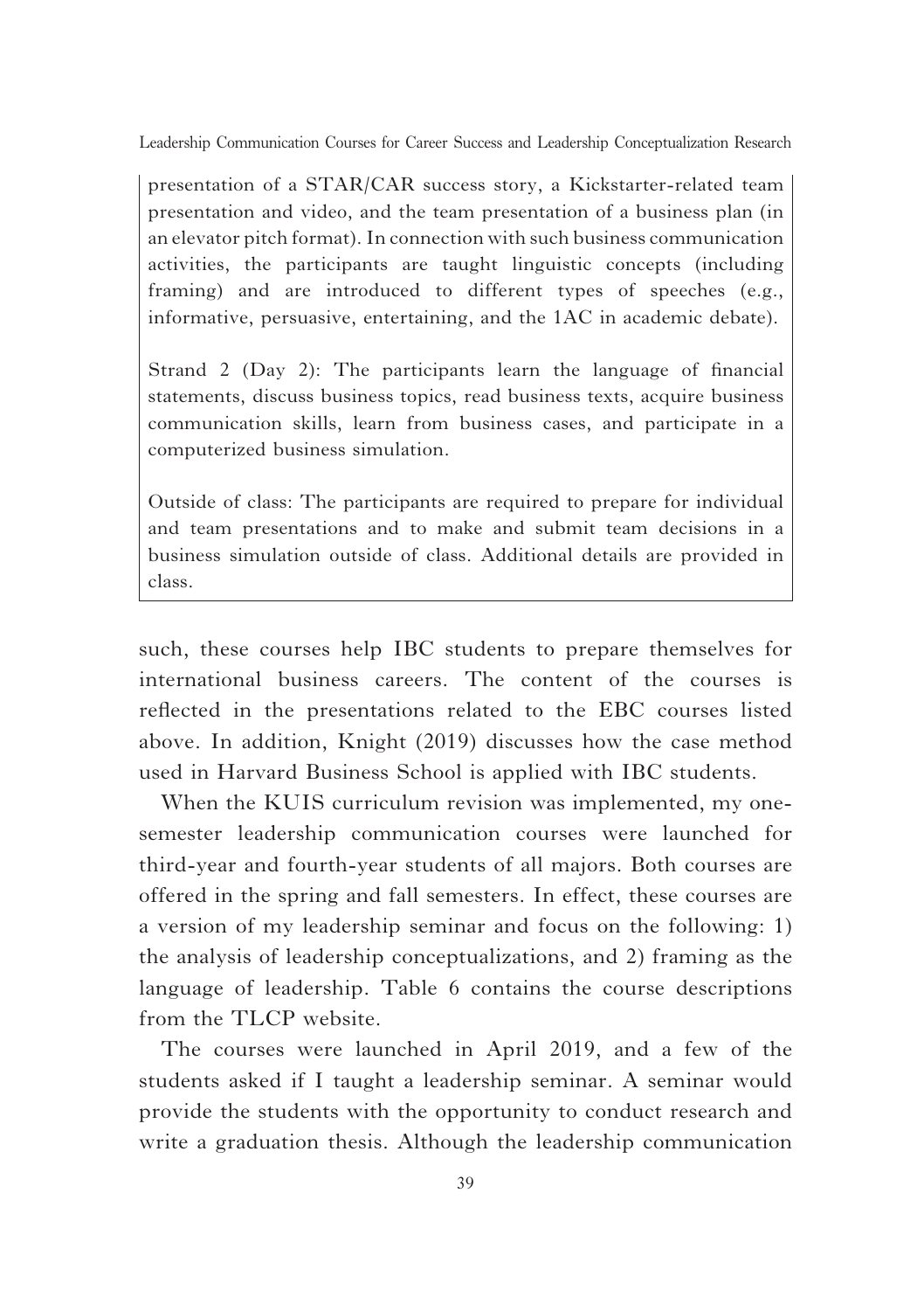presentation of a STAR/CAR success story, a Kickstarter-related team presentation and video, and the team presentation of a business plan (in an elevator pitch format). In connection with such business communication activities, the participants are taught linguistic concepts (including framing) and are introduced to different types of speeches (e.g., informative, persuasive, entertaining, and the 1AC in academic debate).

Strand 2 (Day 2): The participants learn the language of financial statements, discuss business topics, read business texts, acquire business communication skills, learn from business cases, and participate in a computerized business simulation.

Outside of class: The participants are required to prepare for individual and team presentations and to make and submit team decisions in a business simulation outside of class. Additional details are provided in class.

such, these courses help IBC students to prepare themselves for international business careers. The content of the courses is reflected in the presentations related to the EBC courses listed above. In addition, Knight (2019) discusses how the case method used in Harvard Business School is applied with IBC students.

When the KUIS curriculum revision was implemented, my one-semester leadership communication courses were launched for third-year and fourth-year students of all majors. Both courses are offered in the spring and fall semesters. In effect, these courses are a version of my leadership seminar and focus on the following: 1) the analysis of leadership conceptualizations, and 2) framing as the language of leadership. Table 6 contains the course descriptions from the TLCP website.

The courses were launched in April 2019, and a few of the students asked if I taught a leadership seminar. A seminar would provide the students with the opportunity to conduct research and write a graduation thesis. Although the leadership communication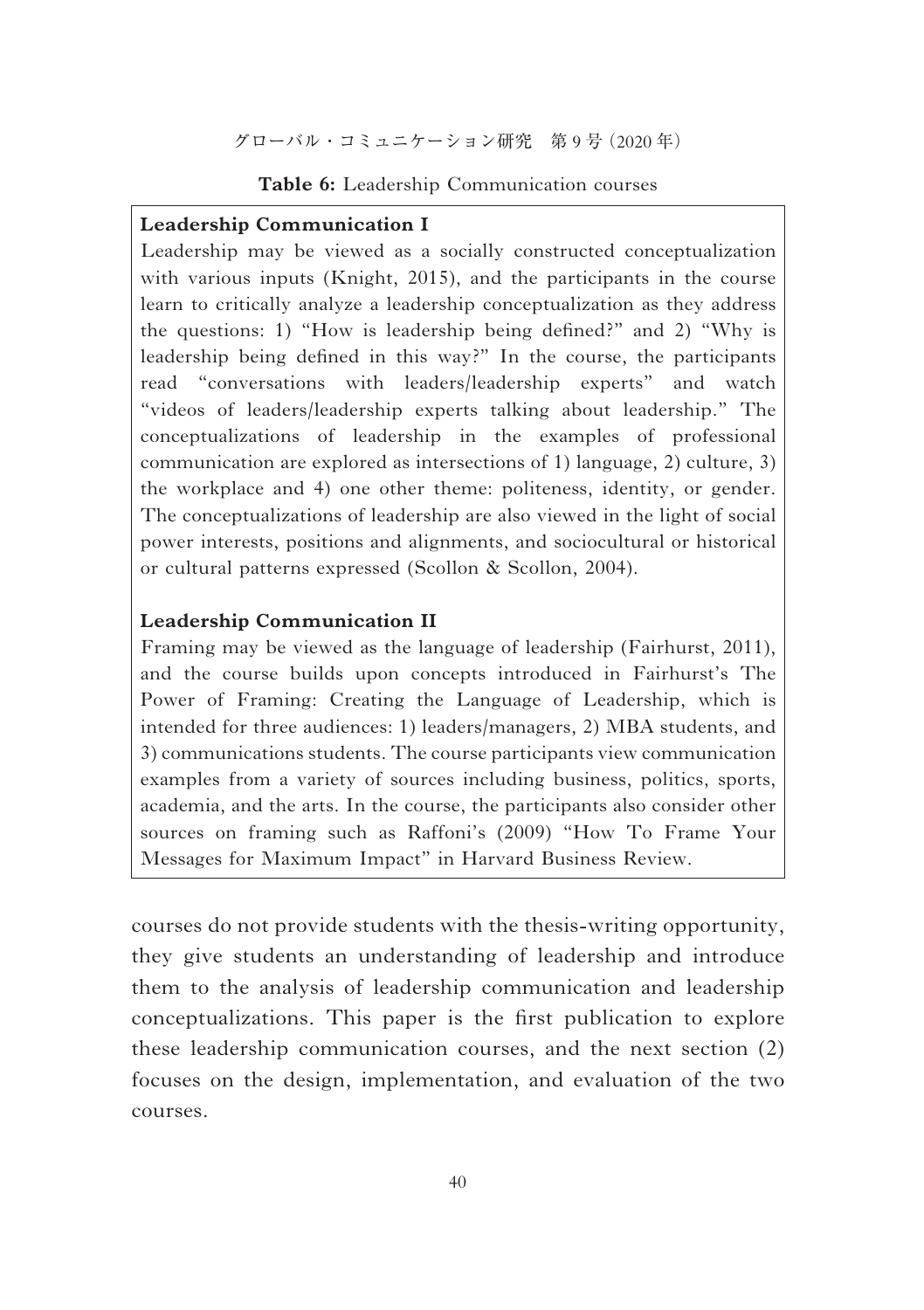**Table 6:** Leadership Communication courses

| **Leadership Communication I** |
|---|
| Leadership may be viewed as a socially constructed conceptualization with various inputs (Knight, 2015), and the participants in the course learn to critically analyze a leadership conceptualization as they address the questions: 1) "How is leadership being defined?" and 2) "Why is leadership being defined in this way?" In the course, the participants read "conversations with leaders/leadership experts" and watch "videos of leaders/leadership experts talking about leadership." The conceptualizations of leadership in the examples of professional communication are explored as intersections of 1) language, 2) culture, 3) the workplace and 4) one other theme: politeness, identity, or gender. The conceptualizations of leadership are also viewed in the light of social power interests, positions and alignments, and sociocultural or historical or cultural patterns expressed (Scollon & Scollon, 2004). |
| **Leadership Communication II** |
| Framing may be viewed as the language of leadership (Fairhurst, 2011), and the course builds upon concepts introduced in Fairhurst's The Power of Framing: Creating the Language of Leadership, which is intended for three audiences: 1) leaders/managers, 2) MBA students, and 3) communications students. The course participants view communication examples from a variety of sources including business, politics, sports, academia, and the arts. In the course, the participants also consider other sources on framing such as Raffoni's (2009) "How To Frame Your Messages for Maximum Impact" in Harvard Business Review. |

courses do not provide students with the thesis-writing opportunity, they give students an understanding of leadership and introduce them to the analysis of leadership communication and leadership conceptualizations. This paper is the first publication to explore these leadership communication courses, and the next section (2) focuses on the design, implementation, and evaluation of the two courses.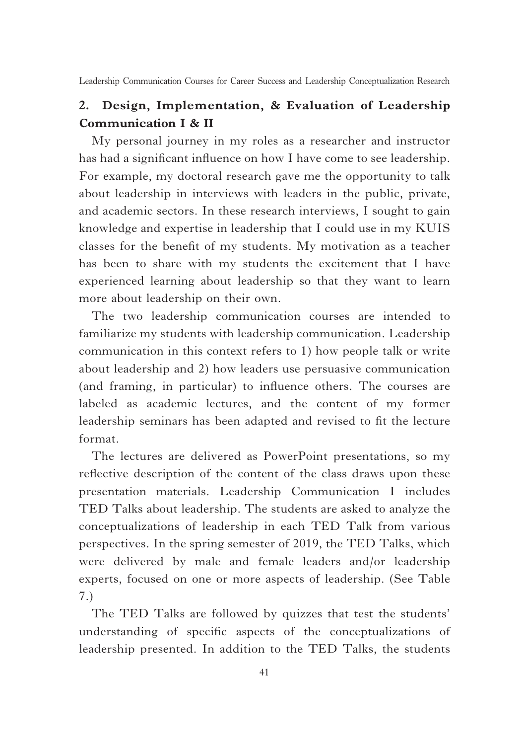## 2. Design, Implementation, & Evaluation of Leadership Communication I & II

My personal journey in my roles as a researcher and instructor has had a significant influence on how I have come to see leadership. For example, my doctoral research gave me the opportunity to talk about leadership in interviews with leaders in the public, private, and academic sectors. In these research interviews, I sought to gain knowledge and expertise in leadership that I could use in my KUIS classes for the benefit of my students. My motivation as a teacher has been to share with my students the excitement that I have experienced learning about leadership so that they want to learn more about leadership on their own.

The two leadership communication courses are intended to familiarize my students with leadership communication. Leadership communication in this context refers to 1) how people talk or write about leadership and 2) how leaders use persuasive communication (and framing, in particular) to influence others. The courses are labeled as academic lectures, and the content of my former leadership seminars has been adapted and revised to fit the lecture format.

The lectures are delivered as PowerPoint presentations, so my reflective description of the content of the class draws upon these presentation materials. Leadership Communication I includes TED Talks about leadership. The students are asked to analyze the conceptualizations of leadership in each TED Talk from various perspectives. In the spring semester of 2019, the TED Talks, which were delivered by male and female leaders and/or leadership experts, focused on one or more aspects of leadership. (See Table 7.)

The TED Talks are followed by quizzes that test the students' understanding of specific aspects of the conceptualizations of leadership presented. In addition to the TED Talks, the students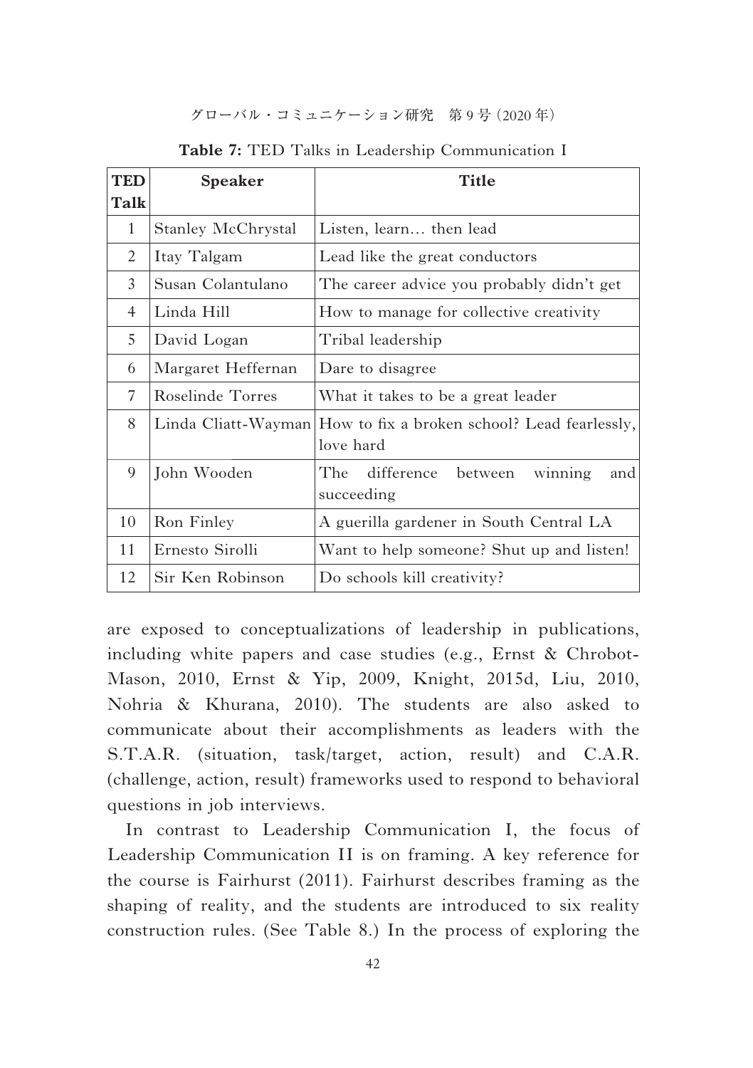**Table 7:** TED Talks in Leadership Communication I

| TED Talk | Speaker | Title |
|---|---|---|
| 1 | Stanley McChrystal | Listen, learn… then lead |
| 2 | Itay Talgam | Lead like the great conductors |
| 3 | Susan Colantulano | The career advice you probably didn't get |
| 4 | Linda Hill | How to manage for collective creativity |
| 5 | David Logan | Tribal leadership |
| 6 | Margaret Heffernan | Dare to disagree |
| 7 | Roselinde Torres | What it takes to be a great leader |
| 8 | Linda Cliatt-Wayman | How to fix a broken school? Lead fearlessly, love hard |
| 9 | John Wooden | The difference between winning and succeeding |
| 10 | Ron Finley | A guerilla gardener in South Central LA |
| 11 | Ernesto Sirolli | Want to help someone? Shut up and listen! |
| 12 | Sir Ken Robinson | Do schools kill creativity? |

are exposed to conceptualizations of leadership in publications, including white papers and case studies (e.g., Ernst & Chrobot-Mason, 2010, Ernst & Yip, 2009, Knight, 2015d, Liu, 2010, Nohria & Khurana, 2010). The students are also asked to communicate about their accomplishments as leaders with the S.T.A.R. (situation, task/target, action, result) and C.A.R. (challenge, action, result) frameworks used to respond to behavioral questions in job interviews.

In contrast to Leadership Communication I, the focus of Leadership Communication II is on framing. A key reference for the course is Fairhurst (2011). Fairhurst describes framing as the shaping of reality, and the students are introduced to six reality construction rules. (See Table 8.) In the process of exploring the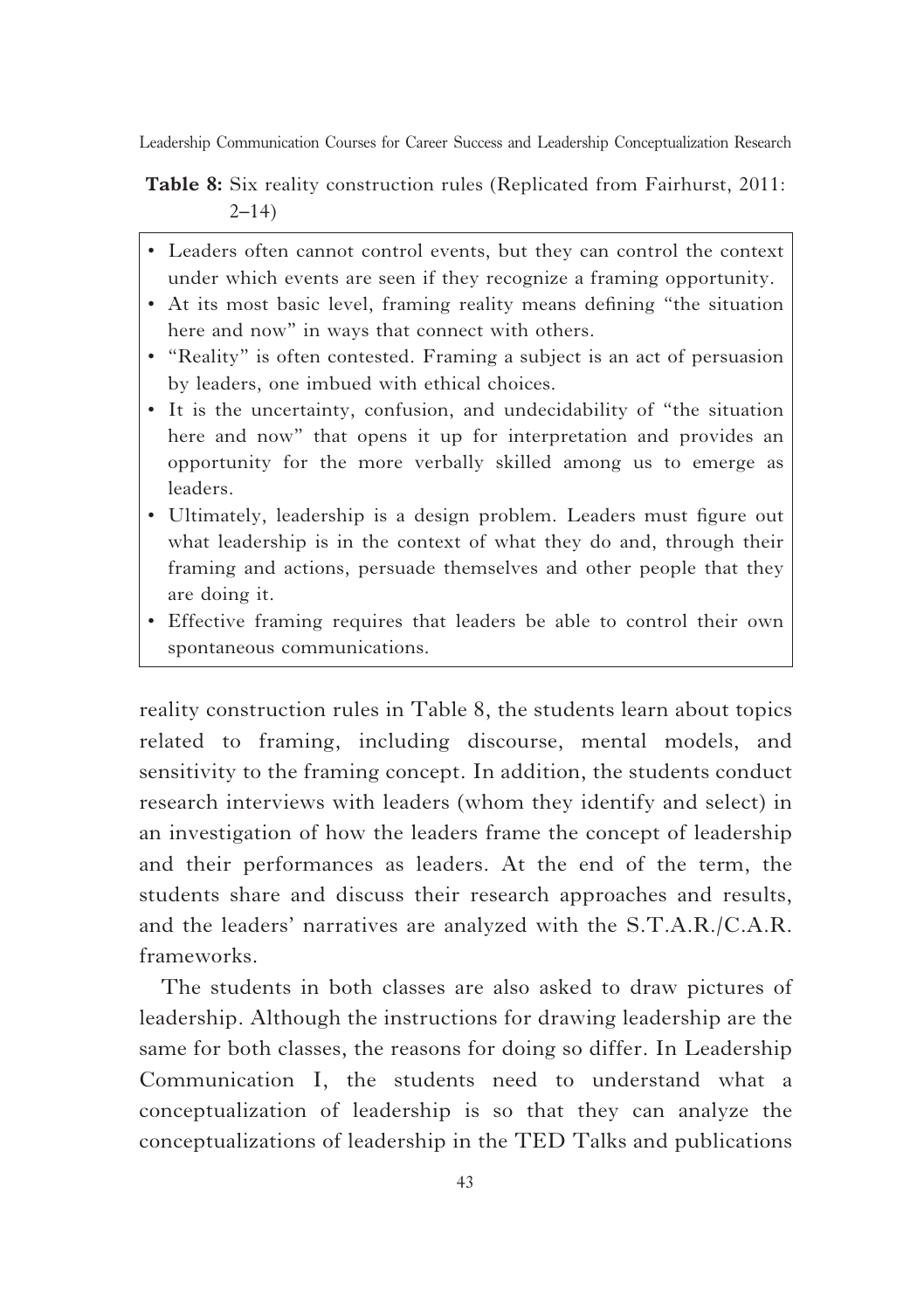**Table 8:** Six reality construction rules (Replicated from Fairhurst, 2011: 2–14)

- Leaders often cannot control events, but they can control the context under which events are seen if they recognize a framing opportunity.
- At its most basic level, framing reality means defining "the situation here and now" in ways that connect with others.
- "Reality" is often contested. Framing a subject is an act of persuasion by leaders, one imbued with ethical choices.
- It is the uncertainty, confusion, and undecidability of "the situation here and now" that opens it up for interpretation and provides an opportunity for the more verbally skilled among us to emerge as leaders.
- Ultimately, leadership is a design problem. Leaders must figure out what leadership is in the context of what they do and, through their framing and actions, persuade themselves and other people that they are doing it.
- Effective framing requires that leaders be able to control their own spontaneous communications.

reality construction rules in Table 8, the students learn about topics related to framing, including discourse, mental models, and sensitivity to the framing concept. In addition, the students conduct research interviews with leaders (whom they identify and select) in an investigation of how the leaders frame the concept of leadership and their performances as leaders. At the end of the term, the students share and discuss their research approaches and results, and the leaders' narratives are analyzed with the S.T.A.R./C.A.R. frameworks.

The students in both classes are also asked to draw pictures of leadership. Although the instructions for drawing leadership are the same for both classes, the reasons for doing so differ. In Leadership Communication I, the students need to understand what a conceptualization of leadership is so that they can analyze the conceptualizations of leadership in the TED Talks and publications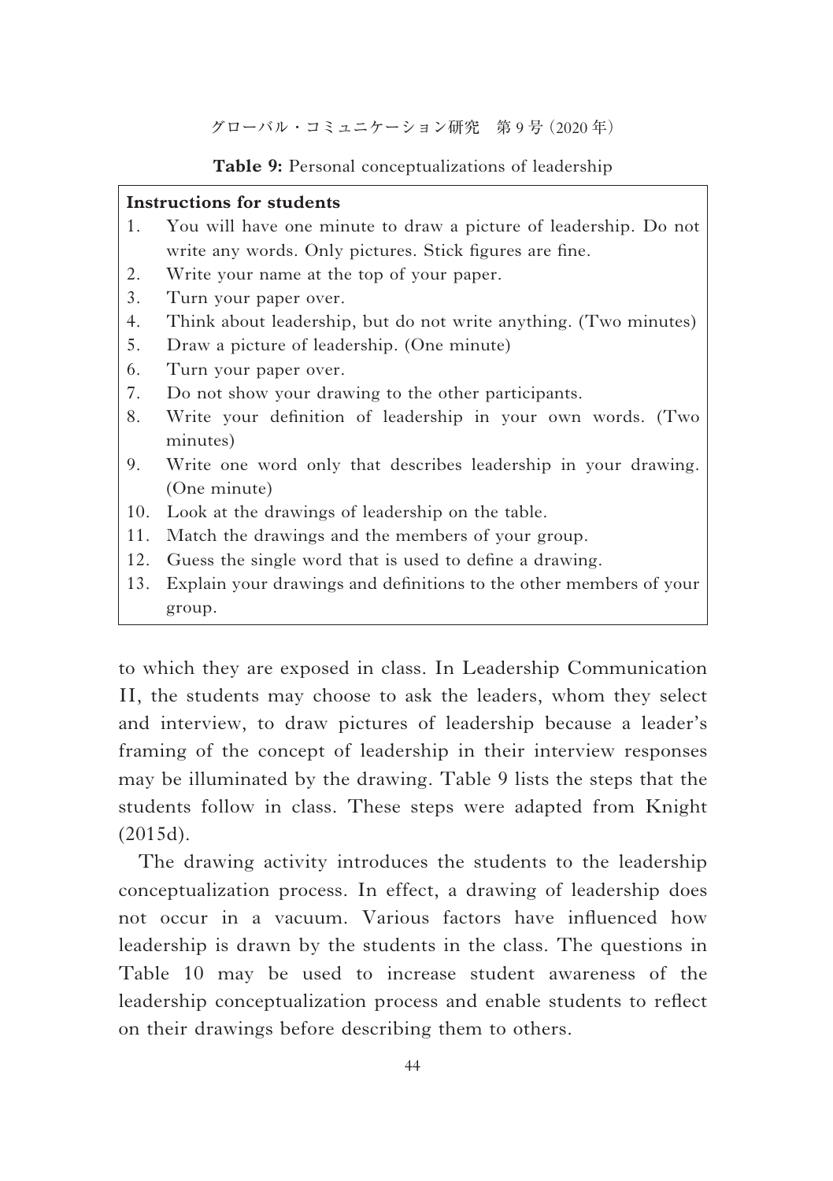**Table 9:** Personal conceptualizations of leadership

| **Instructions for students** |
|---|
| 1. You will have one minute to draw a picture of leadership. Do not write any words. Only pictures. Stick figures are fine. |
| 2. Write your name at the top of your paper. |
| 3. Turn your paper over. |
| 4. Think about leadership, but do not write anything. (Two minutes) |
| 5. Draw a picture of leadership. (One minute) |
| 6. Turn your paper over. |
| 7. Do not show your drawing to the other participants. |
| 8. Write your definition of leadership in your own words. (Two minutes) |
| 9. Write one word only that describes leadership in your drawing. (One minute) |
| 10. Look at the drawings of leadership on the table. |
| 11. Match the drawings and the members of your group. |
| 12. Guess the single word that is used to define a drawing. |
| 13. Explain your drawings and definitions to the other members of your group. |

to which they are exposed in class. In Leadership Communication II, the students may choose to ask the leaders, whom they select and interview, to draw pictures of leadership because a leader's framing of the concept of leadership in their interview responses may be illuminated by the drawing. Table 9 lists the steps that the students follow in class. These steps were adapted from Knight (2015d).

The drawing activity introduces the students to the leadership conceptualization process. In effect, a drawing of leadership does not occur in a vacuum. Various factors have influenced how leadership is drawn by the students in the class. The questions in Table 10 may be used to increase student awareness of the leadership conceptualization process and enable students to reflect on their drawings before describing them to others.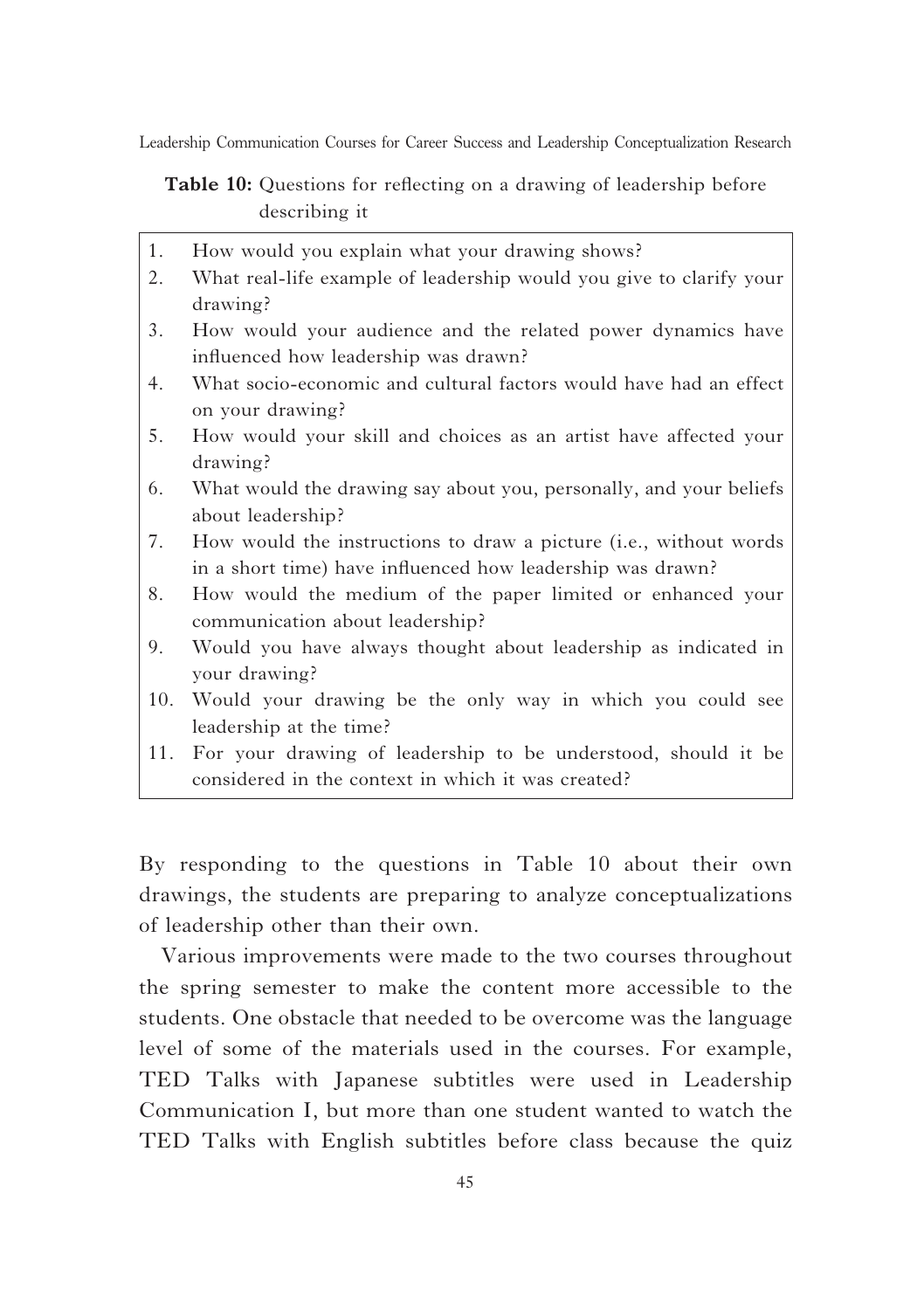**Table 10:** Questions for reflecting on a drawing of leadership before describing it

1. How would you explain what your drawing shows?
2. What real-life example of leadership would you give to clarify your drawing?
3. How would your audience and the related power dynamics have influenced how leadership was drawn?
4. What socio-economic and cultural factors would have had an effect on your drawing?
5. How would your skill and choices as an artist have affected your drawing?
6. What would the drawing say about you, personally, and your beliefs about leadership?
7. How would the instructions to draw a picture (i.e., without words in a short time) have influenced how leadership was drawn?
8. How would the medium of the paper limited or enhanced your communication about leadership?
9. Would you have always thought about leadership as indicated in your drawing?
10. Would your drawing be the only way in which you could see leadership at the time?
11. For your drawing of leadership to be understood, should it be considered in the context in which it was created?

By responding to the questions in Table 10 about their own drawings, the students are preparing to analyze conceptualizations of leadership other than their own.

Various improvements were made to the two courses throughout the spring semester to make the content more accessible to the students. One obstacle that needed to be overcome was the language level of some of the materials used in the courses. For example, TED Talks with Japanese subtitles were used in Leadership Communication I, but more than one student wanted to watch the TED Talks with English subtitles before class because the quiz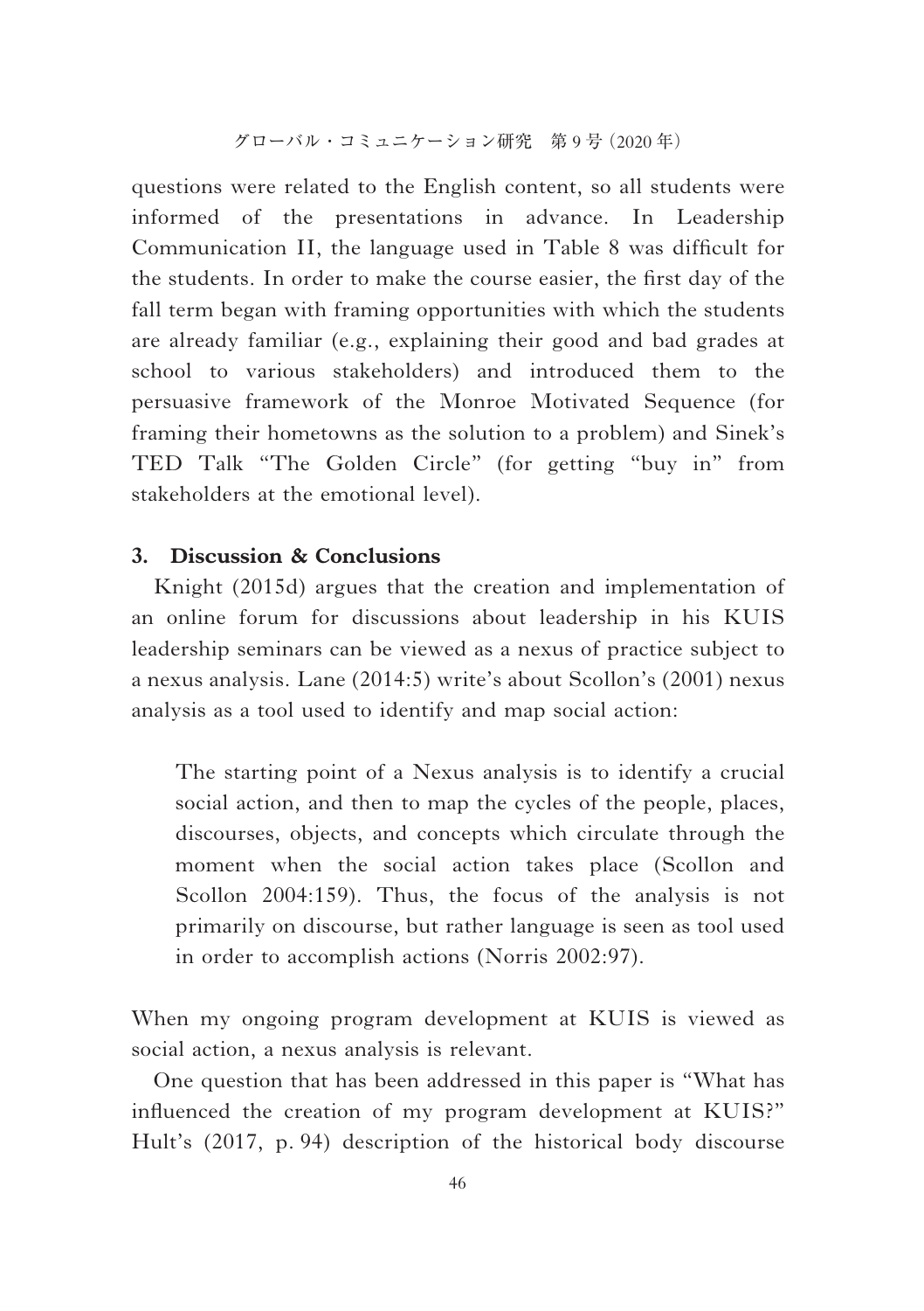questions were related to the English content, so all students were informed of the presentations in advance. In Leadership Communication II, the language used in Table 8 was difficult for the students. In order to make the course easier, the first day of the fall term began with framing opportunities with which the students are already familiar (e.g., explaining their good and bad grades at school to various stakeholders) and introduced them to the persuasive framework of the Monroe Motivated Sequence (for framing their hometowns as the solution to a problem) and Sinek's TED Talk "The Golden Circle" (for getting "buy in" from stakeholders at the emotional level).

## 3. Discussion & Conclusions

Knight (2015d) argues that the creation and implementation of an online forum for discussions about leadership in his KUIS leadership seminars can be viewed as a nexus of practice subject to a nexus analysis. Lane (2014:5) write's about Scollon's (2001) nexus analysis as a tool used to identify and map social action:

> The starting point of a Nexus analysis is to identify a crucial social action, and then to map the cycles of the people, places, discourses, objects, and concepts which circulate through the moment when the social action takes place (Scollon and Scollon 2004:159). Thus, the focus of the analysis is not primarily on discourse, but rather language is seen as tool used in order to accomplish actions (Norris 2002:97).

When my ongoing program development at KUIS is viewed as social action, a nexus analysis is relevant.

One question that has been addressed in this paper is "What has influenced the creation of my program development at KUIS?" Hult's (2017, p. 94) description of the historical body discourse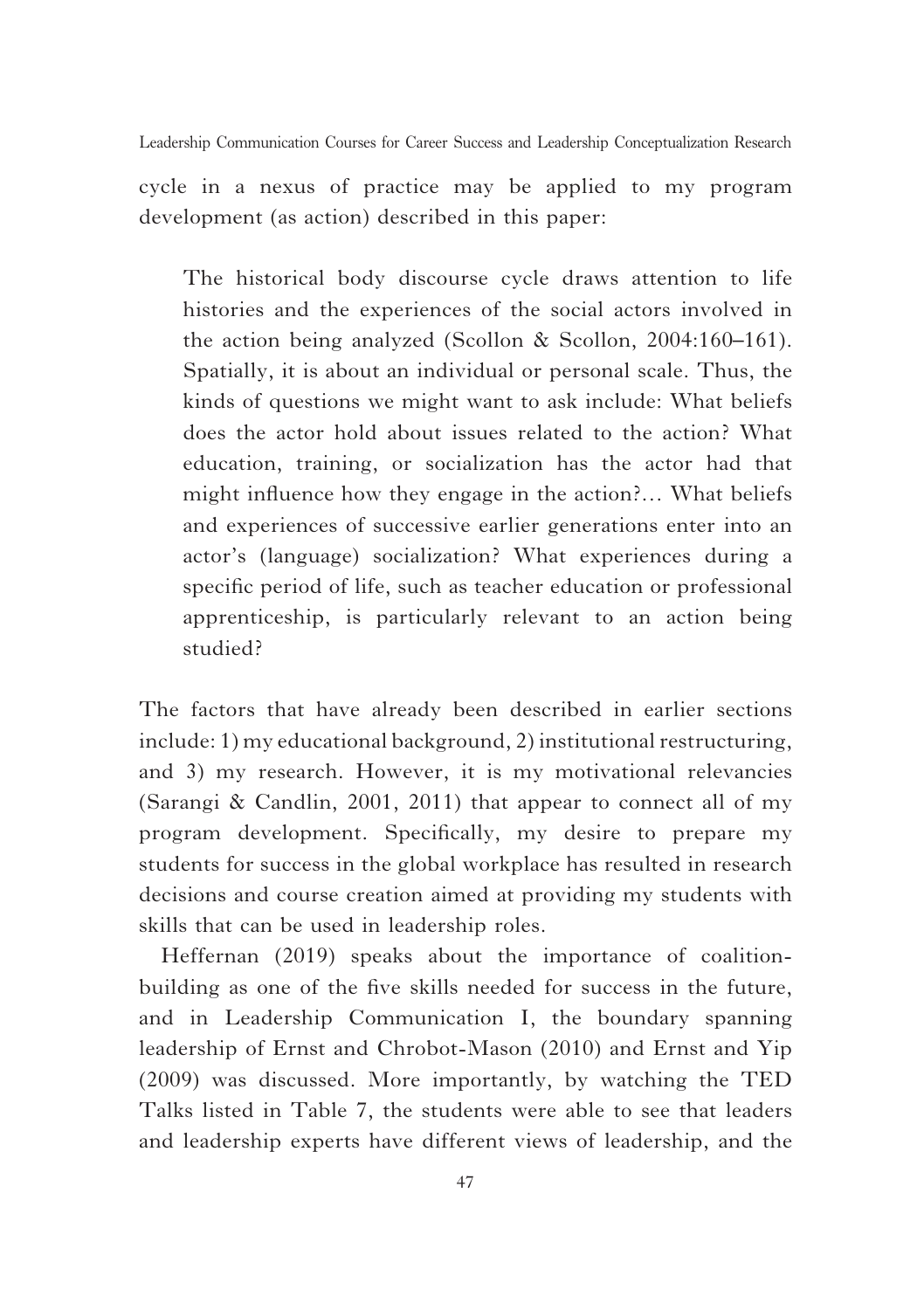cycle in a nexus of practice may be applied to my program development (as action) described in this paper:

> The historical body discourse cycle draws attention to life histories and the experiences of the social actors involved in the action being analyzed (Scollon & Scollon, 2004:160–161). Spatially, it is about an individual or personal scale. Thus, the kinds of questions we might want to ask include: What beliefs does the actor hold about issues related to the action? What education, training, or socialization has the actor had that might influence how they engage in the action?… What beliefs and experiences of successive earlier generations enter into an actor's (language) socialization? What experiences during a specific period of life, such as teacher education or professional apprenticeship, is particularly relevant to an action being studied?

The factors that have already been described in earlier sections include: 1) my educational background, 2) institutional restructuring, and 3) my research. However, it is my motivational relevancies (Sarangi & Candlin, 2001, 2011) that appear to connect all of my program development. Specifically, my desire to prepare my students for success in the global workplace has resulted in research decisions and course creation aimed at providing my students with skills that can be used in leadership roles.

Heffernan (2019) speaks about the importance of coalition-building as one of the five skills needed for success in the future, and in Leadership Communication I, the boundary spanning leadership of Ernst and Chrobot-Mason (2010) and Ernst and Yip (2009) was discussed. More importantly, by watching the TED Talks listed in Table 7, the students were able to see that leaders and leadership experts have different views of leadership, and the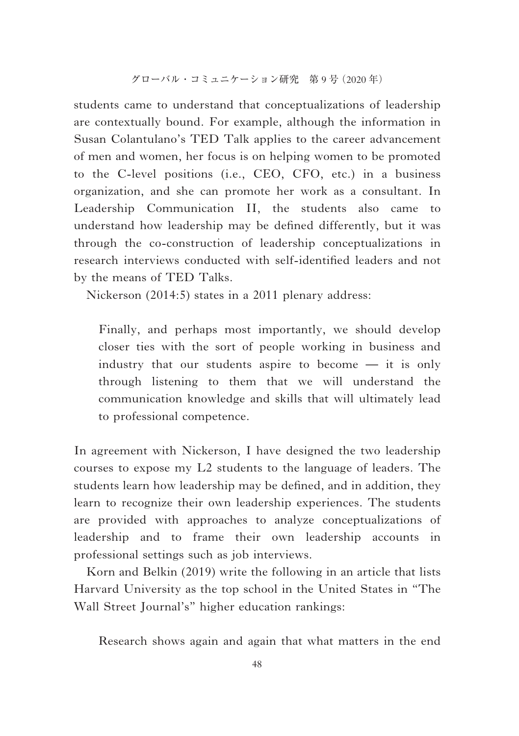students came to understand that conceptualizations of leadership are contextually bound. For example, although the information in Susan Colantulano's TED Talk applies to the career advancement of men and women, her focus is on helping women to be promoted to the C-level positions (i.e., CEO, CFO, etc.) in a business organization, and she can promote her work as a consultant. In Leadership Communication II, the students also came to understand how leadership may be defined differently, but it was through the co-construction of leadership conceptualizations in research interviews conducted with self-identified leaders and not by the means of TED Talks.

Nickerson (2014:5) states in a 2011 plenary address:

> Finally, and perhaps most importantly, we should develop closer ties with the sort of people working in business and industry that our students aspire to become — it is only through listening to them that we will understand the communication knowledge and skills that will ultimately lead to professional competence.

In agreement with Nickerson, I have designed the two leadership courses to expose my L2 students to the language of leaders. The students learn how leadership may be defined, and in addition, they learn to recognize their own leadership experiences. The students are provided with approaches to analyze conceptualizations of leadership and to frame their own leadership accounts in professional settings such as job interviews.

Korn and Belkin (2019) write the following in an article that lists Harvard University as the top school in the United States in "The Wall Street Journal's" higher education rankings:

> Research shows again and again that what matters in the end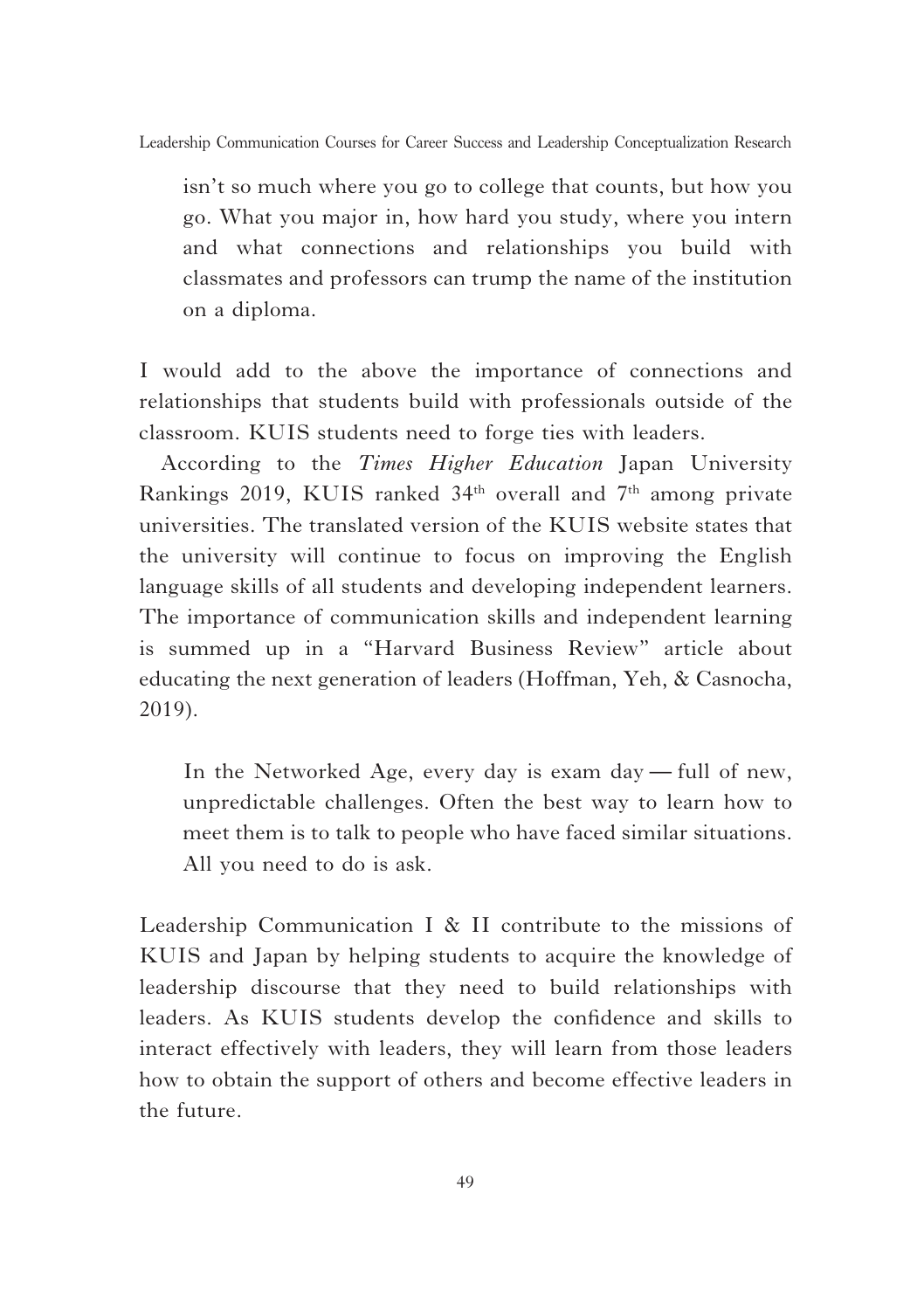> isn't so much where you go to college that counts, but how you go. What you major in, how hard you study, where you intern and what connections and relationships you build with classmates and professors can trump the name of the institution on a diploma.

I would add to the above the importance of connections and relationships that students build with professionals outside of the classroom. KUIS students need to forge ties with leaders.

According to the *Times Higher Education* Japan University Rankings 2019, KUIS ranked 34th overall and 7th among private universities. The translated version of the KUIS website states that the university will continue to focus on improving the English language skills of all students and developing independent learners. The importance of communication skills and independent learning is summed up in a "Harvard Business Review" article about educating the next generation of leaders (Hoffman, Yeh, & Casnocha, 2019).

> In the Networked Age, every day is exam day — full of new, unpredictable challenges. Often the best way to learn how to meet them is to talk to people who have faced similar situations. All you need to do is ask.

Leadership Communication I & II contribute to the missions of KUIS and Japan by helping students to acquire the knowledge of leadership discourse that they need to build relationships with leaders. As KUIS students develop the confidence and skills to interact effectively with leaders, they will learn from those leaders how to obtain the support of others and become effective leaders in the future.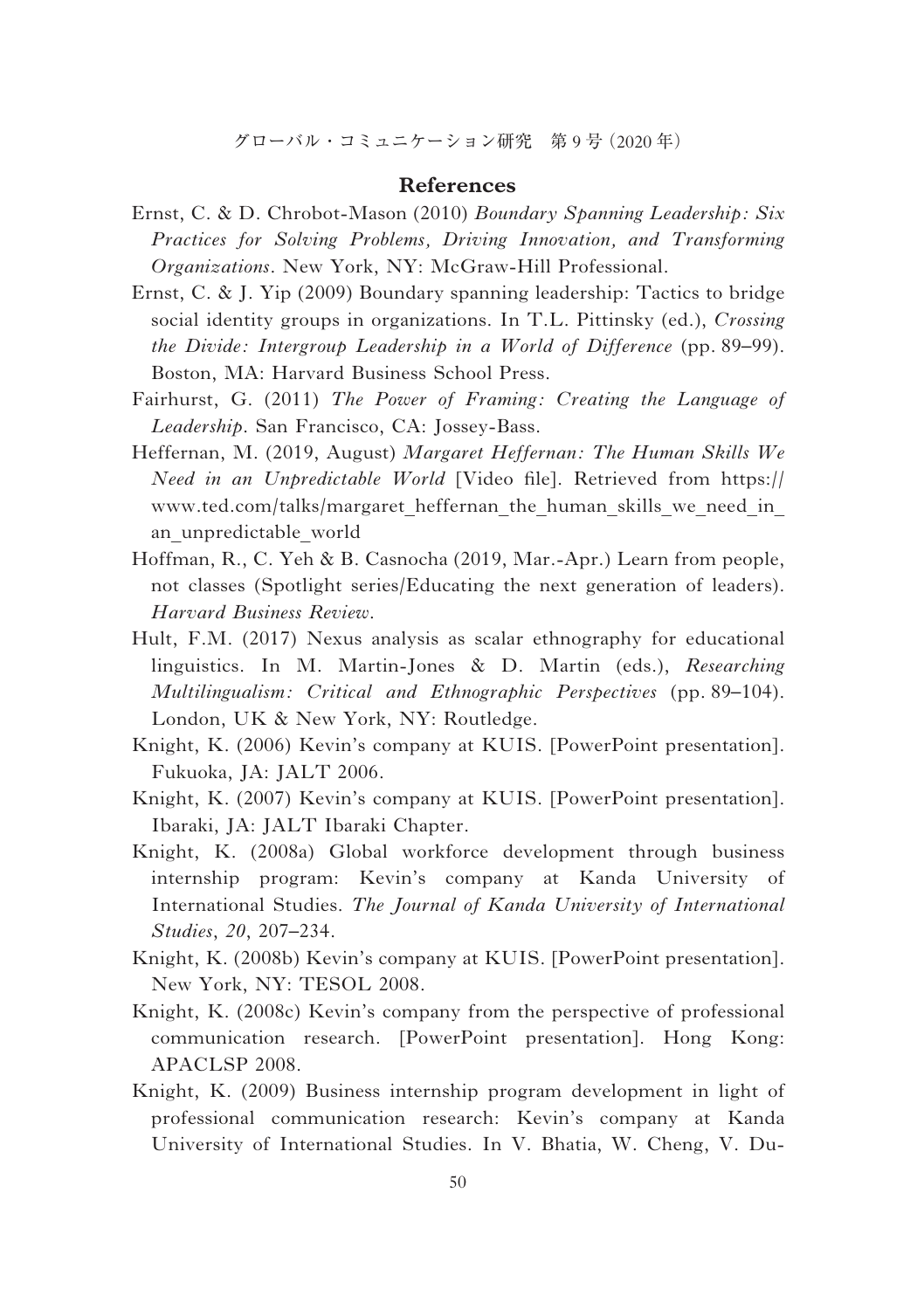## References

Ernst, C. & D. Chrobot-Mason (2010) *Boundary Spanning Leadership: Six Practices for Solving Problems, Driving Innovation, and Transforming Organizations*. New York, NY: McGraw-Hill Professional.

Ernst, C. & J. Yip (2009) Boundary spanning leadership: Tactics to bridge social identity groups in organizations. In T.L. Pittinsky (ed.), *Crossing the Divide: Intergroup Leadership in a World of Difference* (pp. 89–99). Boston, MA: Harvard Business School Press.

Fairhurst, G. (2011) *The Power of Framing: Creating the Language of Leadership*. San Francisco, CA: Jossey-Bass.

Heffernan, M. (2019, August) *Margaret Heffernan: The Human Skills We Need in an Unpredictable World* [Video file]. Retrieved from https://www.ted.com/talks/margaret_heffernan_the_human_skills_we_need_in_an_unpredictable_world

Hoffman, R., C. Yeh & B. Casnocha (2019, Mar.-Apr.) Learn from people, not classes (Spotlight series/Educating the next generation of leaders). *Harvard Business Review*.

Hult, F.M. (2017) Nexus analysis as scalar ethnography for educational linguistics. In M. Martin-Jones & D. Martin (eds.), *Researching Multilingualism: Critical and Ethnographic Perspectives* (pp. 89–104). London, UK & New York, NY: Routledge.

Knight, K. (2006) Kevin's company at KUIS. [PowerPoint presentation]. Fukuoka, JA: JALT 2006.

Knight, K. (2007) Kevin's company at KUIS. [PowerPoint presentation]. Ibaraki, JA: JALT Ibaraki Chapter.

Knight, K. (2008a) Global workforce development through business internship program: Kevin's company at Kanda University of International Studies. *The Journal of Kanda University of International Studies*, *20*, 207–234.

Knight, K. (2008b) Kevin's company at KUIS. [PowerPoint presentation]. New York, NY: TESOL 2008.

Knight, K. (2008c) Kevin's company from the perspective of professional communication research. [PowerPoint presentation]. Hong Kong: APACLSP 2008.

Knight, K. (2009) Business internship program development in light of professional communication research: Kevin's company at Kanda University of International Studies. In V. Bhatia, W. Cheng, V. Du-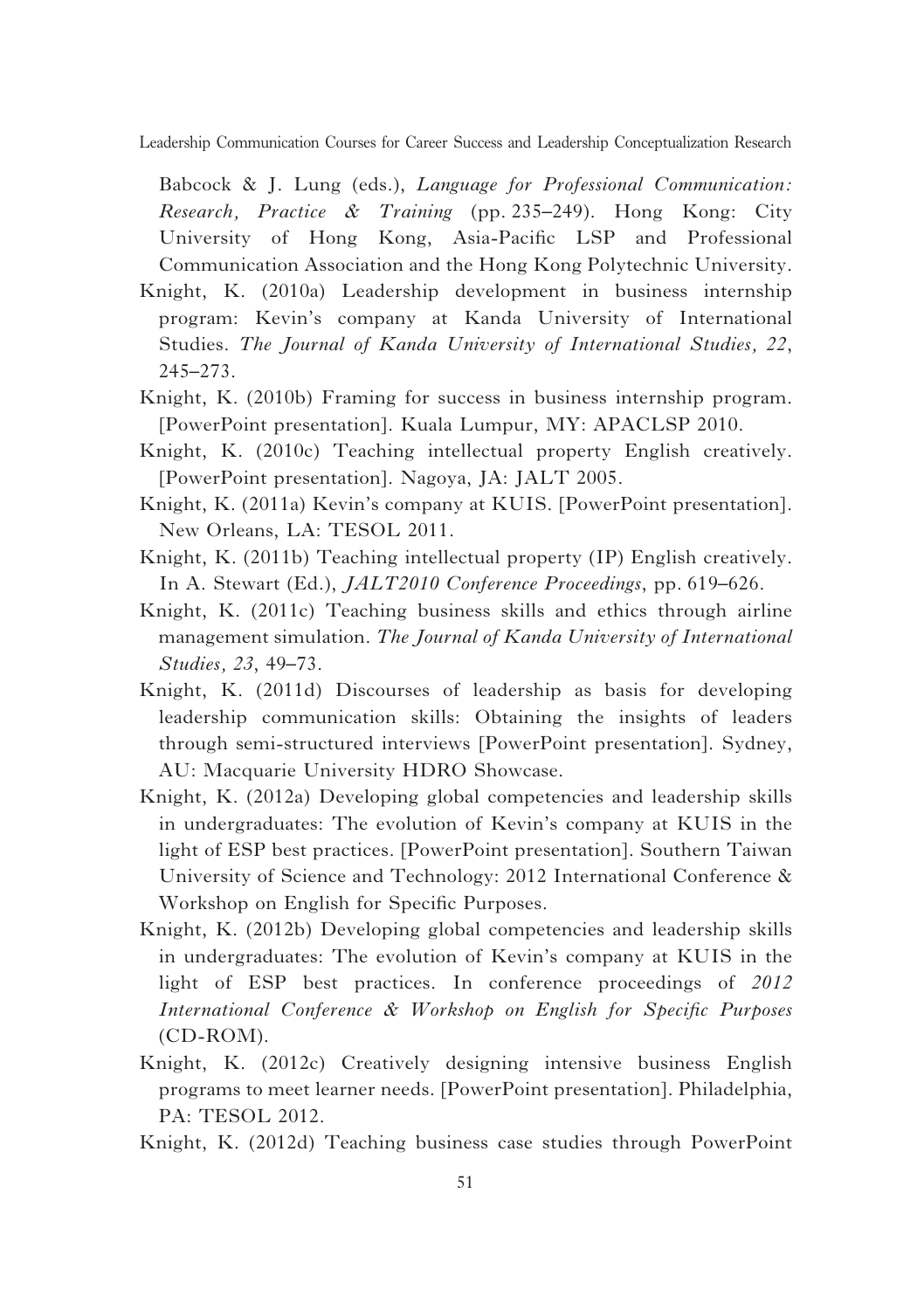Babcock & J. Lung (eds.), *Language for Professional Communication: Research, Practice & Training* (pp. 235–249). Hong Kong: City University of Hong Kong, Asia-Pacific LSP and Professional Communication Association and the Hong Kong Polytechnic University.

Knight, K. (2010a) Leadership development in business internship program: Kevin's company at Kanda University of International Studies. *The Journal of Kanda University of International Studies, 22*, 245–273.

Knight, K. (2010b) Framing for success in business internship program. [PowerPoint presentation]. Kuala Lumpur, MY: APACLSP 2010.

Knight, K. (2010c) Teaching intellectual property English creatively. [PowerPoint presentation]. Nagoya, JA: JALT 2005.

Knight, K. (2011a) Kevin's company at KUIS. [PowerPoint presentation]. New Orleans, LA: TESOL 2011.

Knight, K. (2011b) Teaching intellectual property (IP) English creatively. In A. Stewart (Ed.), *JALT2010 Conference Proceedings*, pp. 619–626.

Knight, K. (2011c) Teaching business skills and ethics through airline management simulation. *The Journal of Kanda University of International Studies, 23*, 49–73.

Knight, K. (2011d) Discourses of leadership as basis for developing leadership communication skills: Obtaining the insights of leaders through semi-structured interviews [PowerPoint presentation]. Sydney, AU: Macquarie University HDRO Showcase.

Knight, K. (2012a) Developing global competencies and leadership skills in undergraduates: The evolution of Kevin's company at KUIS in the light of ESP best practices. [PowerPoint presentation]. Southern Taiwan University of Science and Technology: 2012 International Conference & Workshop on English for Specific Purposes.

Knight, K. (2012b) Developing global competencies and leadership skills in undergraduates: The evolution of Kevin's company at KUIS in the light of ESP best practices. In conference proceedings of *2012 International Conference & Workshop on English for Specific Purposes* (CD-ROM).

Knight, K. (2012c) Creatively designing intensive business English programs to meet learner needs. [PowerPoint presentation]. Philadelphia, PA: TESOL 2012.

Knight, K. (2012d) Teaching business case studies through PowerPoint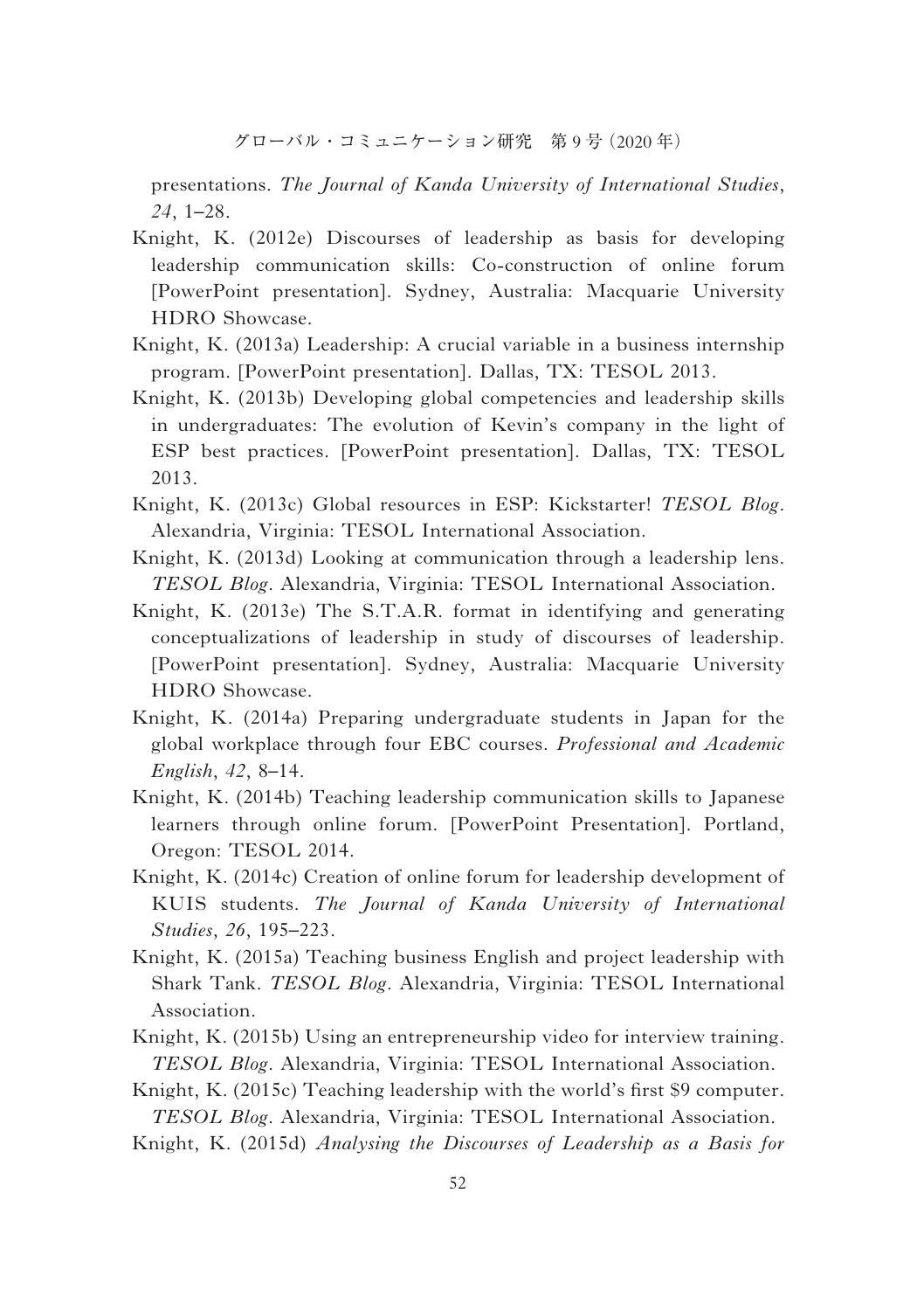presentations. *The Journal of Kanda University of International Studies*, *24*, 1–28.

Knight, K. (2012e) Discourses of leadership as basis for developing leadership communication skills: Co-construction of online forum [PowerPoint presentation]. Sydney, Australia: Macquarie University HDRO Showcase.

Knight, K. (2013a) Leadership: A crucial variable in a business internship program. [PowerPoint presentation]. Dallas, TX: TESOL 2013.

Knight, K. (2013b) Developing global competencies and leadership skills in undergraduates: The evolution of Kevin's company in the light of ESP best practices. [PowerPoint presentation]. Dallas, TX: TESOL 2013.

Knight, K. (2013c) Global resources in ESP: Kickstarter! *TESOL Blog*. Alexandria, Virginia: TESOL International Association.

Knight, K. (2013d) Looking at communication through a leadership lens. *TESOL Blog*. Alexandria, Virginia: TESOL International Association.

Knight, K. (2013e) The S.T.A.R. format in identifying and generating conceptualizations of leadership in study of discourses of leadership. [PowerPoint presentation]. Sydney, Australia: Macquarie University HDRO Showcase.

Knight, K. (2014a) Preparing undergraduate students in Japan for the global workplace through four EBC courses. *Professional and Academic English*, *42*, 8–14.

Knight, K. (2014b) Teaching leadership communication skills to Japanese learners through online forum. [PowerPoint Presentation]. Portland, Oregon: TESOL 2014.

Knight, K. (2014c) Creation of online forum for leadership development of KUIS students. *The Journal of Kanda University of International Studies*, *26*, 195–223.

Knight, K. (2015a) Teaching business English and project leadership with Shark Tank. *TESOL Blog*. Alexandria, Virginia: TESOL International Association.

Knight, K. (2015b) Using an entrepreneurship video for interview training. *TESOL Blog*. Alexandria, Virginia: TESOL International Association.

Knight, K. (2015c) Teaching leadership with the world's first $9 computer. *TESOL Blog*. Alexandria, Virginia: TESOL International Association.

Knight, K. (2015d) *Analysing the Discourses of Leadership as a Basis for*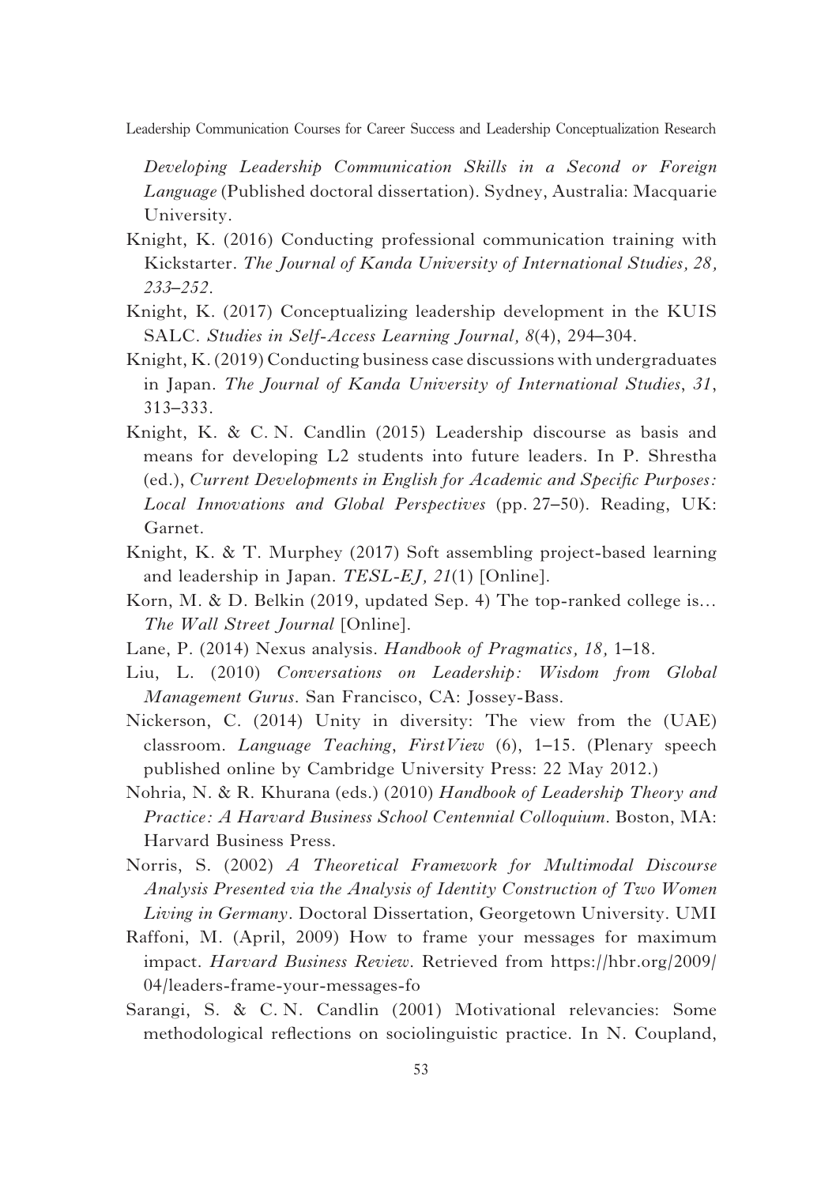*Developing Leadership Communication Skills in a Second or Foreign Language* (Published doctoral dissertation). Sydney, Australia: Macquarie University.

Knight, K. (2016) Conducting professional communication training with Kickstarter. *The Journal of Kanda University of International Studies, 28, 233–252*.

Knight, K. (2017) Conceptualizing leadership development in the KUIS SALC. *Studies in Self-Access Learning Journal, 8*(4), 294–304.

Knight, K. (2019) Conducting business case discussions with undergraduates in Japan. *The Journal of Kanda University of International Studies*, *31*, 313–333.

Knight, K. & C. N. Candlin (2015) Leadership discourse as basis and means for developing L2 students into future leaders. In P. Shrestha (ed.), *Current Developments in English for Academic and Specific Purposes: Local Innovations and Global Perspectives* (pp. 27–50). Reading, UK: Garnet.

Knight, K. & T. Murphey (2017) Soft assembling project-based learning and leadership in Japan. *TESL-EJ, 21*(1) [Online].

Korn, M. & D. Belkin (2019, updated Sep. 4) The top-ranked college is… *The Wall Street Journal* [Online].

Lane, P. (2014) Nexus analysis. *Handbook of Pragmatics, 18,* 1–18.

Liu, L. (2010) *Conversations on Leadership: Wisdom from Global Management Gurus*. San Francisco, CA: Jossey-Bass.

Nickerson, C. (2014) Unity in diversity: The view from the (UAE) classroom. *Language Teaching*, *FirstView* (6), 1–15. (Plenary speech published online by Cambridge University Press: 22 May 2012.)

Nohria, N. & R. Khurana (eds.) (2010) *Handbook of Leadership Theory and Practice: A Harvard Business School Centennial Colloquium*. Boston, MA: Harvard Business Press.

Norris, S. (2002) *A Theoretical Framework for Multimodal Discourse Analysis Presented via the Analysis of Identity Construction of Two Women Living in Germany*. Doctoral Dissertation, Georgetown University. UMI

Raffoni, M. (April, 2009) How to frame your messages for maximum impact. *Harvard Business Review*. Retrieved from https://hbr.org/2009/04/leaders-frame-your-messages-fo

Sarangi, S. & C. N. Candlin (2001) Motivational relevancies: Some methodological reflections on sociolinguistic practice. In N. Coupland,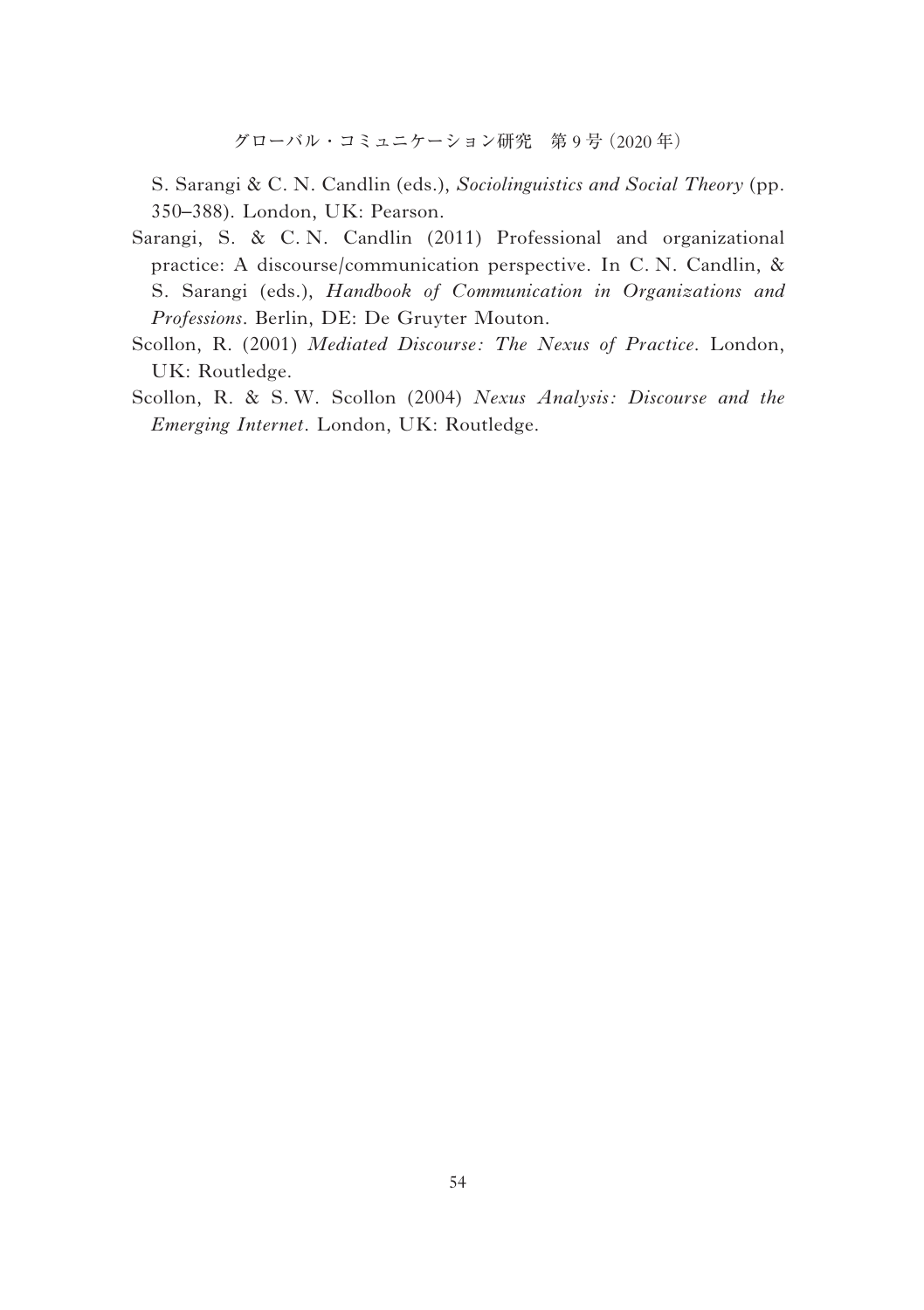S. Sarangi & C. N. Candlin (eds.), *Sociolinguistics and Social Theory* (pp. 350–388). London, UK: Pearson.

Sarangi, S. & C. N. Candlin (2011) Professional and organizational practice: A discourse/communication perspective. In C. N. Candlin, & S. Sarangi (eds.), *Handbook of Communication in Organizations and Professions*. Berlin, DE: De Gruyter Mouton.

Scollon, R. (2001) *Mediated Discourse: The Nexus of Practice*. London, UK: Routledge.

Scollon, R. & S. W. Scollon (2004) *Nexus Analysis: Discourse and the Emerging Internet*. London, UK: Routledge.